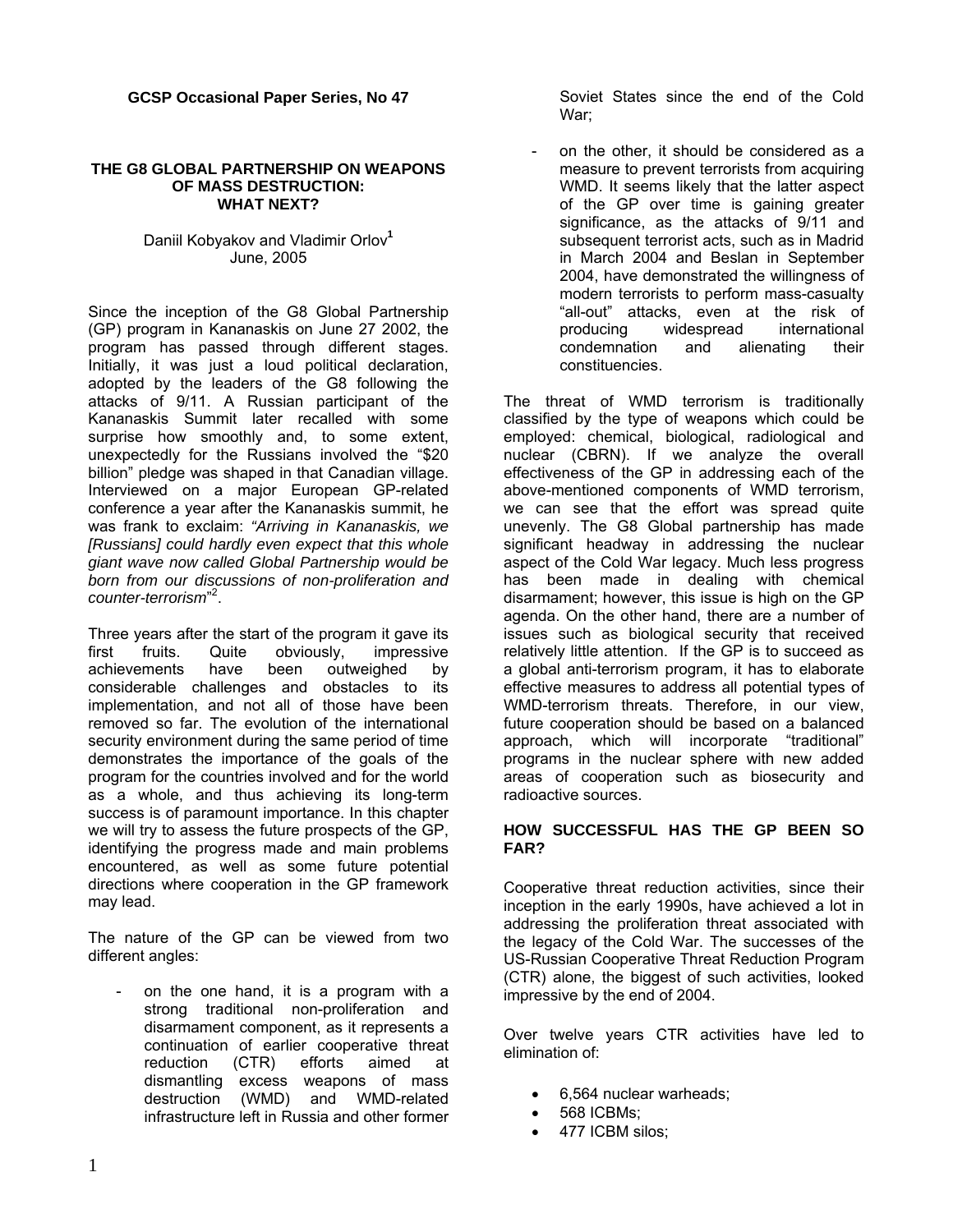**GCSP Occasional Paper Series, No 47**

# THE G8 GLOBAL PARTNERSHIP ON WEAPONS OF MASS DESTRUCTION: WHAT NEXT?

Daniil Kobyakov and Vladimir Orlov[1]
June, 2005

Since the inception of the G8 Global Partnership (GP) program in Kananaskis on June 27 2002, the program has passed through different stages. Initially, it was just a loud political declaration, adopted by the leaders of the G8 following the attacks of 9/11. A Russian participant of the Kananaskis Summit later recalled with some surprise how smoothly and, to some extent, unexpectedly for the Russians involved the "$20 billion" pledge was shaped in that Canadian village. Interviewed on a major European GP-related conference a year after the Kananaskis summit, he was frank to exclaim: *"Arriving in Kananaskis, we [Russians] could hardly even expect that this whole giant wave now called Global Partnership would be born from our discussions of non-proliferation and counter-terrorism*"[2].

Three years after the start of the program it gave its first fruits. Quite obviously, impressive achievements have been outweighed by considerable challenges and obstacles to its implementation, and not all of those have been removed so far. The evolution of the international security environment during the same period of time demonstrates the importance of the goals of the program for the countries involved and for the world as a whole, and thus achieving its long-term success is of paramount importance. In this chapter we will try to assess the future prospects of the GP, identifying the progress made and main problems encountered, as well as some future potential directions where cooperation in the GP framework may lead.

The nature of the GP can be viewed from two different angles:

- on the one hand, it is a program with a strong traditional non-proliferation and disarmament component, as it represents a continuation of earlier cooperative threat reduction (CTR) efforts aimed at dismantling excess weapons of mass destruction (WMD) and WMD-related infrastructure left in Russia and other former Soviet States since the end of the Cold War;
- on the other, it should be considered as a measure to prevent terrorists from acquiring WMD. It seems likely that the latter aspect of the GP over time is gaining greater significance, as the attacks of 9/11 and subsequent terrorist acts, such as in Madrid in March 2004 and Beslan in September 2004, have demonstrated the willingness of modern terrorists to perform mass-casualty "all-out" attacks, even at the risk of producing widespread international condemnation and alienating their constituencies.

The threat of WMD terrorism is traditionally classified by the type of weapons which could be employed: chemical, biological, radiological and nuclear (CBRN). If we analyze the overall effectiveness of the GP in addressing each of the above-mentioned components of WMD terrorism, we can see that the effort was spread quite unevenly. The G8 Global partnership has made significant headway in addressing the nuclear aspect of the Cold War legacy. Much less progress has been made in dealing with chemical disarmament; however, this issue is high on the GP agenda. On the other hand, there are a number of issues such as biological security that received relatively little attention. If the GP is to succeed as a global anti-terrorism program, it has to elaborate effective measures to address all potential types of WMD-terrorism threats. Therefore, in our view, future cooperation should be based on a balanced approach, which will incorporate "traditional" programs in the nuclear sphere with new added areas of cooperation such as biosecurity and radioactive sources.

## HOW SUCCESSFUL HAS THE GP BEEN SO FAR?

Cooperative threat reduction activities, since their inception in the early 1990s, have achieved a lot in addressing the proliferation threat associated with the legacy of the Cold War. The successes of the US-Russian Cooperative Threat Reduction Program (CTR) alone, the biggest of such activities, looked impressive by the end of 2004.

Over twelve years CTR activities have led to elimination of:

- 6,564 nuclear warheads;
- 568 ICBMs;
- 477 ICBM silos;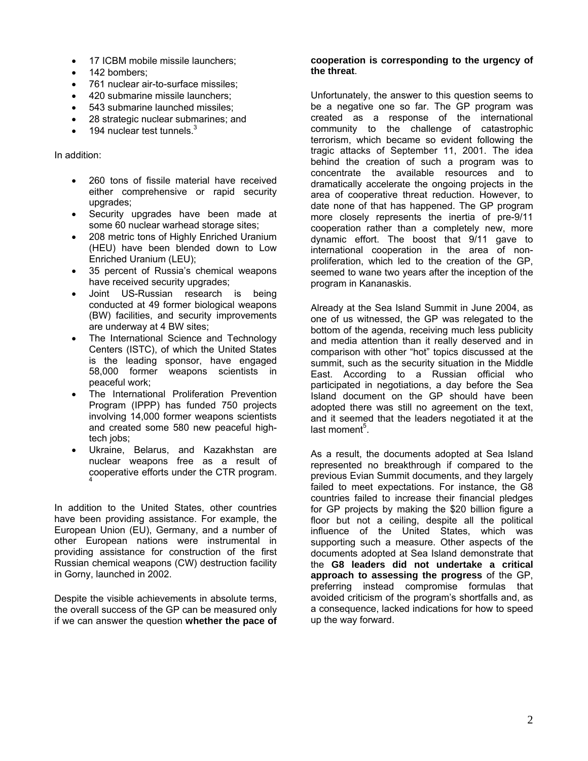- 17 ICBM mobile missile launchers;
- 142 bombers;
- 761 nuclear air-to-surface missiles;
- 420 submarine missile launchers;
- 543 submarine launched missiles;
- 28 strategic nuclear submarines; and
- 194 nuclear test tunnels.[3]

In addition:

- 260 tons of fissile material have received either comprehensive or rapid security upgrades;
- Security upgrades have been made at some 60 nuclear warhead storage sites;
- 208 metric tons of Highly Enriched Uranium (HEU) have been blended down to Low Enriched Uranium (LEU);
- 35 percent of Russia's chemical weapons have received security upgrades;
- Joint US-Russian research is being conducted at 49 former biological weapons (BW) facilities, and security improvements are underway at 4 BW sites;
- The International Science and Technology Centers (ISTC), of which the United States is the leading sponsor, have engaged 58,000 former weapons scientists in peaceful work;
- The International Proliferation Prevention Program (IPPP) has funded 750 projects involving 14,000 former weapons scientists and created some 580 new peaceful high-tech jobs;
- Ukraine, Belarus, and Kazakhstan are nuclear weapons free as a result of cooperative efforts under the CTR program.[4]

In addition to the United States, other countries have been providing assistance. For example, the European Union (EU), Germany, and a number of other European nations were instrumental in providing assistance for construction of the first Russian chemical weapons (CW) destruction facility in Gorny, launched in 2002.

Despite the visible achievements in absolute terms, the overall success of the GP can be measured only if we can answer the question **whether the pace of cooperation is corresponding to the urgency of the threat**.

Unfortunately, the answer to this question seems to be a negative one so far. The GP program was created as a response of the international community to the challenge of catastrophic terrorism, which became so evident following the tragic attacks of September 11, 2001. The idea behind the creation of such a program was to concentrate the available resources and to dramatically accelerate the ongoing projects in the area of cooperative threat reduction. However, to date none of that has happened. The GP program more closely represents the inertia of pre-9/11 cooperation rather than a completely new, more dynamic effort. The boost that 9/11 gave to international cooperation in the area of non-proliferation, which led to the creation of the GP, seemed to wane two years after the inception of the program in Kananaskis.

Already at the Sea Island Summit in June 2004, as one of us witnessed, the GP was relegated to the bottom of the agenda, receiving much less publicity and media attention than it really deserved and in comparison with other "hot" topics discussed at the summit, such as the security situation in the Middle East. According to a Russian official who participated in negotiations, a day before the Sea Island document on the GP should have been adopted there was still no agreement on the text, and it seemed that the leaders negotiated it at the last moment[5].

As a result, the documents adopted at Sea Island represented no breakthrough if compared to the previous Evian Summit documents, and they largely failed to meet expectations. For instance, the G8 countries failed to increase their financial pledges for GP projects by making the $20 billion figure a floor but not a ceiling, despite all the political influence of the United States, which was supporting such a measure. Other aspects of the documents adopted at Sea Island demonstrate that the **G8 leaders did not undertake a critical approach to assessing the progress** of the GP, preferring instead compromise formulas that avoided criticism of the program's shortfalls and, as a consequence, lacked indications for how to speed up the way forward.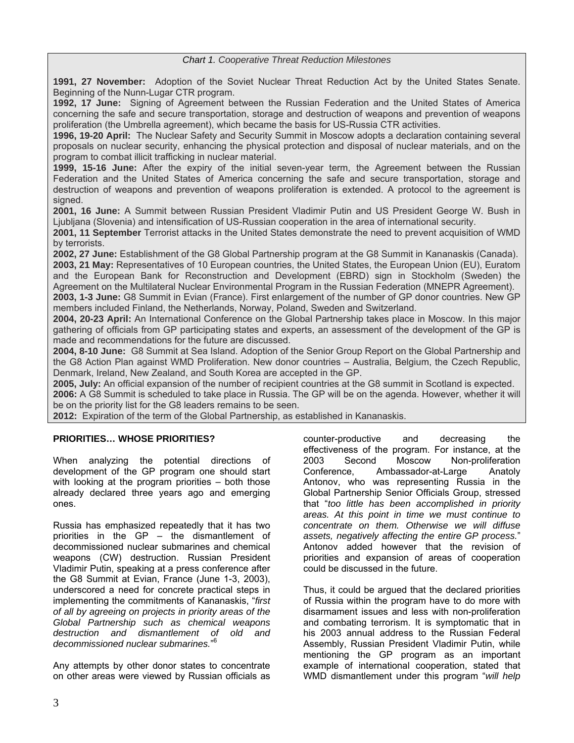*Chart 1. Cooperative Threat Reduction Milestones*

**1991, 27 November:** Adoption of the Soviet Nuclear Threat Reduction Act by the United States Senate. Beginning of the Nunn-Lugar CTR program.

**1992, 17 June:** Signing of Agreement between the Russian Federation and the United States of America concerning the safe and secure transportation, storage and destruction of weapons and prevention of weapons proliferation (the Umbrella agreement), which became the basis for US-Russia CTR activities.

**1996, 19-20 April:** The Nuclear Safety and Security Summit in Moscow adopts a declaration containing several proposals on nuclear security, enhancing the physical protection and disposal of nuclear materials, and on the program to combat illicit trafficking in nuclear material.

**1999, 15-16 June:** After the expiry of the initial seven-year term, the Agreement between the Russian Federation and the United States of America concerning the safe and secure transportation, storage and destruction of weapons and prevention of weapons proliferation is extended. A protocol to the agreement is signed.

**2001, 16 June:** A Summit between Russian President Vladimir Putin and US President George W. Bush in Ljubljana (Slovenia) and intensification of US-Russian cooperation in the area of international security.

**2001, 11 September** Terrorist attacks in the United States demonstrate the need to prevent acquisition of WMD by terrorists.

**2002, 27 June:** Establishment of the G8 Global Partnership program at the G8 Summit in Kananaskis (Canada).

**2003, 21 May:** Representatives of 10 European countries, the United States, the European Union (EU), Euratom and the European Bank for Reconstruction and Development (EBRD) sign in Stockholm (Sweden) the Agreement on the Multilateral Nuclear Environmental Program in the Russian Federation (MNEPR Agreement).

**2003, 1-3 June:** G8 Summit in Evian (France). First enlargement of the number of GP donor countries. New GP members included Finland, the Netherlands, Norway, Poland, Sweden and Switzerland.

**2004, 20-23 April:** An International Conference on the Global Partnership takes place in Moscow. In this major gathering of officials from GP participating states and experts, an assessment of the development of the GP is made and recommendations for the future are discussed.

**2004, 8-10 June:** G8 Summit at Sea Island. Adoption of the Senior Group Report on the Global Partnership and the G8 Action Plan against WMD Proliferation. New donor countries – Australia, Belgium, the Czech Republic, Denmark, Ireland, New Zealand, and South Korea are accepted in the GP.

**2005, July:** An official expansion of the number of recipient countries at the G8 summit in Scotland is expected.

**2006:** A G8 Summit is scheduled to take place in Russia. The GP will be on the agenda. However, whether it will be on the priority list for the G8 leaders remains to be seen.

**2012:** Expiration of the term of the Global Partnership, as established in Kananaskis.

## PRIORITIES… WHOSE PRIORITIES?

When analyzing the potential directions of development of the GP program one should start with looking at the program priorities – both those already declared three years ago and emerging ones.

Russia has emphasized repeatedly that it has two priorities in the GP – the dismantlement of decommissioned nuclear submarines and chemical weapons (CW) destruction. Russian President Vladimir Putin, speaking at a press conference after the G8 Summit at Evian, France (June 1-3, 2003), underscored a need for concrete practical steps in implementing the commitments of Kananaskis, "*first of all by agreeing on projects in priority areas of the Global Partnership such as chemical weapons destruction and dismantlement of old and decommissioned nuclear submarines.*"[6]

Any attempts by other donor states to concentrate on other areas were viewed by Russian officials as counter-productive and decreasing the effectiveness of the program. For instance, at the 2003 Second Moscow Non-proliferation Conference, Ambassador-at-Large Anatoly Antonov, who was representing Russia in the Global Partnership Senior Officials Group, stressed that "*too little has been accomplished in priority areas. At this point in time we must continue to concentrate on them. Otherwise we will diffuse assets, negatively affecting the entire GP process.*" Antonov added however that the revision of priorities and expansion of areas of cooperation could be discussed in the future.

Thus, it could be argued that the declared priorities of Russia within the program have to do more with disarmament issues and less with non-proliferation and combating terrorism. It is symptomatic that in his 2003 annual address to the Russian Federal Assembly, Russian President Vladimir Putin, while mentioning the GP program as an important example of international cooperation, stated that WMD dismantlement under this program "*will help*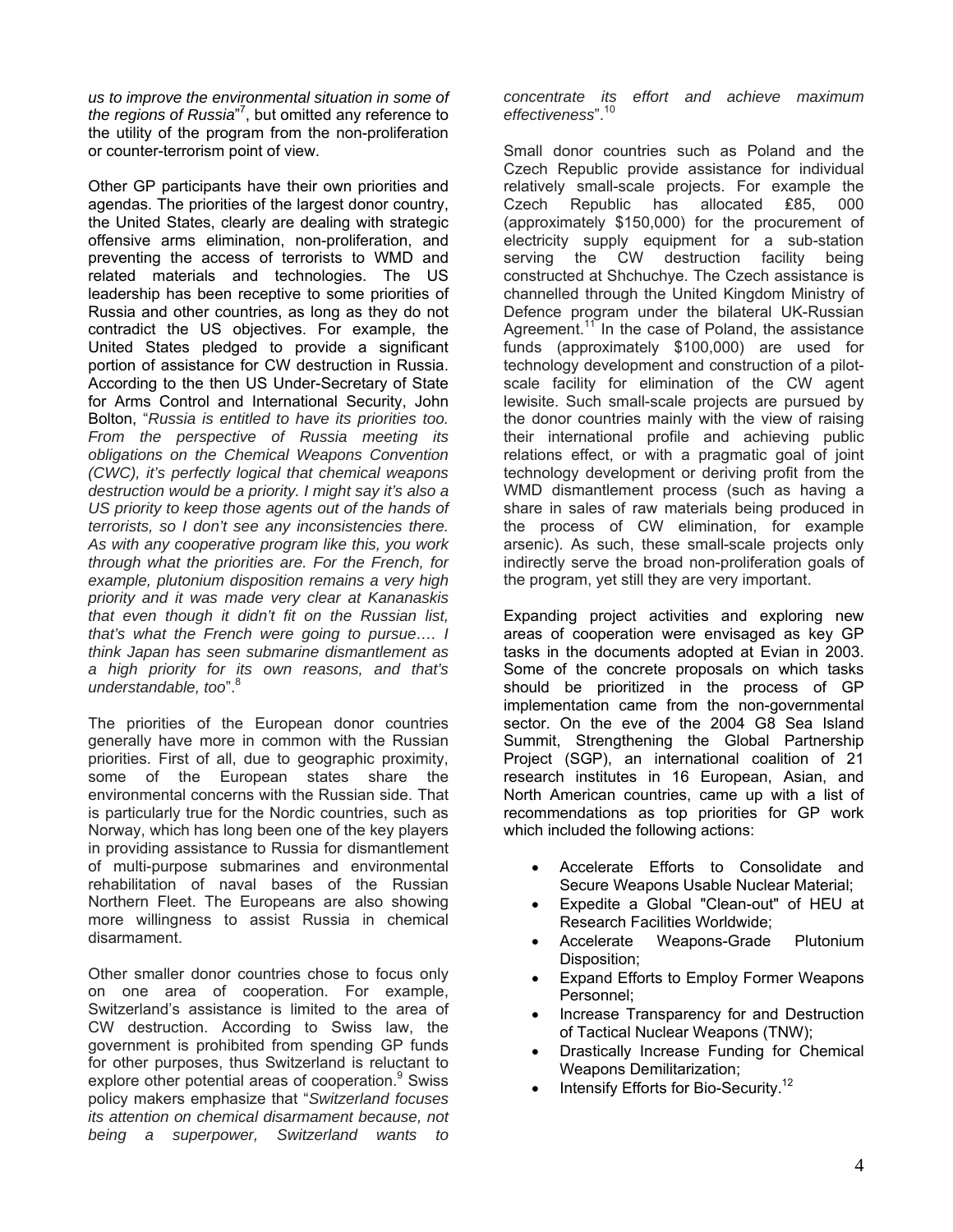*us to improve the environmental situation in some of the regions of Russia*"[7], but omitted any reference to the utility of the program from the non-proliferation or counter-terrorism point of view.

Other GP participants have their own priorities and agendas. The priorities of the largest donor country, the United States, clearly are dealing with strategic offensive arms elimination, non-proliferation, and preventing the access of terrorists to WMD and related materials and technologies. The US leadership has been receptive to some priorities of Russia and other countries, as long as they do not contradict the US objectives. For example, the United States pledged to provide a significant portion of assistance for CW destruction in Russia. According to the then US Under-Secretary of State for Arms Control and International Security, John Bolton, "*Russia is entitled to have its priorities too. From the perspective of Russia meeting its obligations on the Chemical Weapons Convention (CWC), it's perfectly logical that chemical weapons destruction would be a priority. I might say it's also a US priority to keep those agents out of the hands of terrorists, so I don't see any inconsistencies there. As with any cooperative program like this, you work through what the priorities are. For the French, for example, plutonium disposition remains a very high priority and it was made very clear at Kananaskis that even though it didn't fit on the Russian list, that's what the French were going to pursue…. I think Japan has seen submarine dismantlement as a high priority for its own reasons, and that's understandable, too*".[8]

The priorities of the European donor countries generally have more in common with the Russian priorities. First of all, due to geographic proximity, some of the European states share the environmental concerns with the Russian side. That is particularly true for the Nordic countries, such as Norway, which has long been one of the key players in providing assistance to Russia for dismantlement of multi-purpose submarines and environmental rehabilitation of naval bases of the Russian Northern Fleet. The Europeans are also showing more willingness to assist Russia in chemical disarmament.

Other smaller donor countries chose to focus only on one area of cooperation. For example, Switzerland's assistance is limited to the area of CW destruction. According to Swiss law, the government is prohibited from spending GP funds for other purposes, thus Switzerland is reluctant to explore other potential areas of cooperation.[9] Swiss policy makers emphasize that "*Switzerland focuses its attention on chemical disarmament because, not being a superpower, Switzerland wants to concentrate its effort and achieve maximum effectiveness*".[10]

Small donor countries such as Poland and the Czech Republic provide assistance for individual relatively small-scale projects. For example the Czech Republic has allocated ₤85, 000 (approximately $150,000) for the procurement of electricity supply equipment for a sub-station serving the CW destruction facility being constructed at Shchuchye. The Czech assistance is channelled through the United Kingdom Ministry of Defence program under the bilateral UK-Russian Agreement.[11] In the case of Poland, the assistance funds (approximately $100,000) are used for technology development and construction of a pilot-scale facility for elimination of the CW agent lewisite. Such small-scale projects are pursued by the donor countries mainly with the view of raising their international profile and achieving public relations effect, or with a pragmatic goal of joint technology development or deriving profit from the WMD dismantlement process (such as having a share in sales of raw materials being produced in the process of CW elimination, for example arsenic). As such, these small-scale projects only indirectly serve the broad non-proliferation goals of the program, yet still they are very important.

Expanding project activities and exploring new areas of cooperation were envisaged as key GP tasks in the documents adopted at Evian in 2003. Some of the concrete proposals on which tasks should be prioritized in the process of GP implementation came from the non-governmental sector. On the eve of the 2004 G8 Sea Island Summit, Strengthening the Global Partnership Project (SGP), an international coalition of 21 research institutes in 16 European, Asian, and North American countries, came up with a list of recommendations as top priorities for GP work which included the following actions:

- Accelerate Efforts to Consolidate and Secure Weapons Usable Nuclear Material;
- Expedite a Global "Clean-out" of HEU at Research Facilities Worldwide;
- Accelerate Weapons-Grade Plutonium Disposition;
- Expand Efforts to Employ Former Weapons Personnel;
- Increase Transparency for and Destruction of Tactical Nuclear Weapons (TNW);
- Drastically Increase Funding for Chemical Weapons Demilitarization;
- Intensify Efforts for Bio-Security.[12]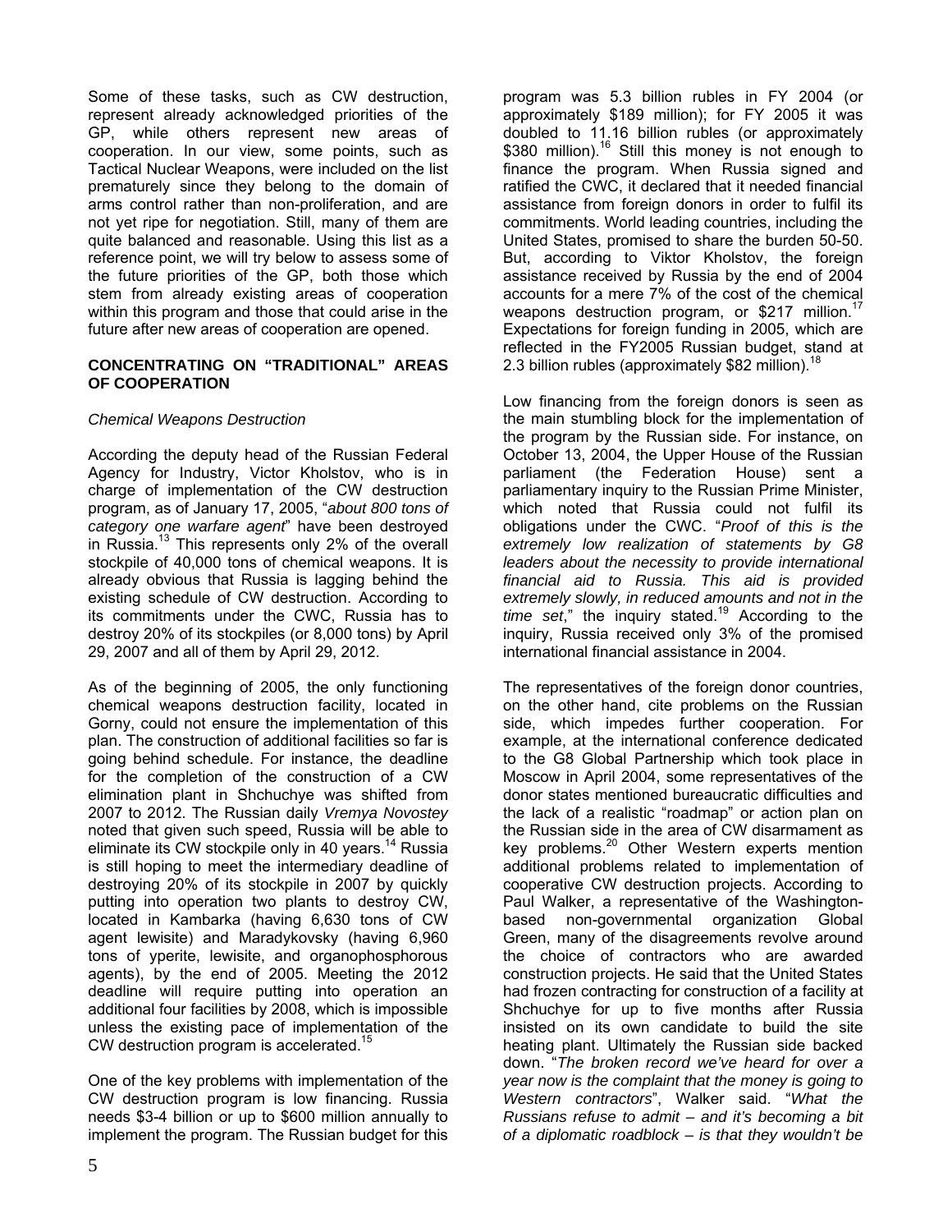Some of these tasks, such as CW destruction, represent already acknowledged priorities of the GP, while others represent new areas of cooperation. In our view, some points, such as Tactical Nuclear Weapons, were included on the list prematurely since they belong to the domain of arms control rather than non-proliferation, and are not yet ripe for negotiation. Still, many of them are quite balanced and reasonable. Using this list as a reference point, we will try below to assess some of the future priorities of the GP, both those which stem from already existing areas of cooperation within this program and those that could arise in the future after new areas of cooperation are opened.

## CONCENTRATING ON "TRADITIONAL" AREAS OF COOPERATION

### *Chemical Weapons Destruction*

According the deputy head of the Russian Federal Agency for Industry, Victor Kholstov, who is in charge of implementation of the CW destruction program, as of January 17, 2005, "*about 800 tons of category one warfare agent*" have been destroyed in Russia.[13] This represents only 2% of the overall stockpile of 40,000 tons of chemical weapons. It is already obvious that Russia is lagging behind the existing schedule of CW destruction. According to its commitments under the CWC, Russia has to destroy 20% of its stockpiles (or 8,000 tons) by April 29, 2007 and all of them by April 29, 2012.

As of the beginning of 2005, the only functioning chemical weapons destruction facility, located in Gorny, could not ensure the implementation of this plan. The construction of additional facilities so far is going behind schedule. For instance, the deadline for the completion of the construction of a CW elimination plant in Shchuchye was shifted from 2007 to 2012. The Russian daily *Vremya Novostey* noted that given such speed, Russia will be able to eliminate its CW stockpile only in 40 years.[14] Russia is still hoping to meet the intermediary deadline of destroying 20% of its stockpile in 2007 by quickly putting into operation two plants to destroy CW, located in Kambarka (having 6,630 tons of CW agent lewisite) and Maradykovsky (having 6,960 tons of yperite, lewisite, and organophosphorous agents), by the end of 2005. Meeting the 2012 deadline will require putting into operation an additional four facilities by 2008, which is impossible unless the existing pace of implementation of the CW destruction program is accelerated.[15]

One of the key problems with implementation of the CW destruction program is low financing. Russia needs \$3-4 billion or up to \$600 million annually to implement the program. The Russian budget for this program was 5.3 billion rubles in FY 2004 (or approximately \$189 million); for FY 2005 it was doubled to 11.16 billion rubles (or approximately \$380 million).[16] Still this money is not enough to finance the program. When Russia signed and ratified the CWC, it declared that it needed financial assistance from foreign donors in order to fulfil its commitments. World leading countries, including the United States, promised to share the burden 50-50. But, according to Viktor Kholstov, the foreign assistance received by Russia by the end of 2004 accounts for a mere 7% of the cost of the chemical weapons destruction program, or \$217 million.[17] Expectations for foreign funding in 2005, which are reflected in the FY2005 Russian budget, stand at 2.3 billion rubles (approximately \$82 million).[18]

Low financing from the foreign donors is seen as the main stumbling block for the implementation of the program by the Russian side. For instance, on October 13, 2004, the Upper House of the Russian parliament (the Federation House) sent a parliamentary inquiry to the Russian Prime Minister, which noted that Russia could not fulfil its obligations under the CWC. "*Proof of this is the extremely low realization of statements by G8 leaders about the necessity to provide international financial aid to Russia. This aid is provided extremely slowly, in reduced amounts and not in the time set*," the inquiry stated.[19] According to the inquiry, Russia received only 3% of the promised international financial assistance in 2004.

The representatives of the foreign donor countries, on the other hand, cite problems on the Russian side, which impedes further cooperation. For example, at the international conference dedicated to the G8 Global Partnership which took place in Moscow in April 2004, some representatives of the donor states mentioned bureaucratic difficulties and the lack of a realistic "roadmap" or action plan on the Russian side in the area of CW disarmament as key problems.[20] Other Western experts mention additional problems related to implementation of cooperative CW destruction projects. According to Paul Walker, a representative of the Washington-based non-governmental organization Global Green, many of the disagreements revolve around the choice of contractors who are awarded construction projects. He said that the United States had frozen contracting for construction of a facility at Shchuchye for up to five months after Russia insisted on its own candidate to build the site heating plant. Ultimately the Russian side backed down. "*The broken record we've heard for over a year now is the complaint that the money is going to Western contractors*", Walker said. "*What the Russians refuse to admit – and it's becoming a bit of a diplomatic roadblock – is that they wouldn't be*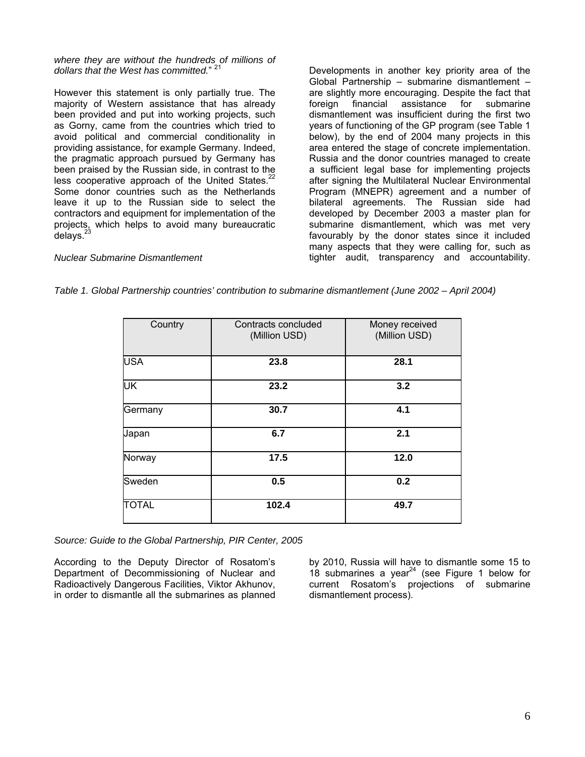*where they are without the hundreds of millions of dollars that the West has committed.*" [21]

However this statement is only partially true. The majority of Western assistance that has already been provided and put into working projects, such as Gorny, came from the countries which tried to avoid political and commercial conditionality in providing assistance, for example Germany. Indeed, the pragmatic approach pursued by Germany has been praised by the Russian side, in contrast to the less cooperative approach of the United States.[22] Some donor countries such as the Netherlands leave it up to the Russian side to select the contractors and equipment for implementation of the projects, which helps to avoid many bureaucratic delays.[23]

*Nuclear Submarine Dismantlement*

Developments in another key priority area of the Global Partnership – submarine dismantlement – are slightly more encouraging. Despite the fact that foreign financial assistance for submarine dismantlement was insufficient during the first two years of functioning of the GP program (see Table 1 below), by the end of 2004 many projects in this area entered the stage of concrete implementation. Russia and the donor countries managed to create a sufficient legal base for implementing projects after signing the Multilateral Nuclear Environmental Program (MNEPR) agreement and a number of bilateral agreements. The Russian side had developed by December 2003 a master plan for submarine dismantlement, which was met very favourably by the donor states since it included many aspects that they were calling for, such as tighter audit, transparency and accountability.

*Table 1. Global Partnership countries' contribution to submarine dismantlement (June 2002 – April 2004)*

| Country | Contracts concluded (Million USD) | Money received (Million USD) |
|---|---|---|
| USA | **23.8** | **28.1** |
| UK | **23.2** | **3.2** |
| Germany | **30.7** | **4.1** |
| Japan | **6.7** | **2.1** |
| Norway | **17.5** | **12.0** |
| Sweden | **0.5** | **0.2** |
| TOTAL | **102.4** | **49.7** |

*Source: Guide to the Global Partnership, PIR Center, 2005*

According to the Deputy Director of Rosatom's Department of Decommissioning of Nuclear and Radioactively Dangerous Facilities, Viktor Akhunov, in order to dismantle all the submarines as planned by 2010, Russia will have to dismantle some 15 to 18 submarines a year[24] (see Figure 1 below for current Rosatom's projections of submarine dismantlement process).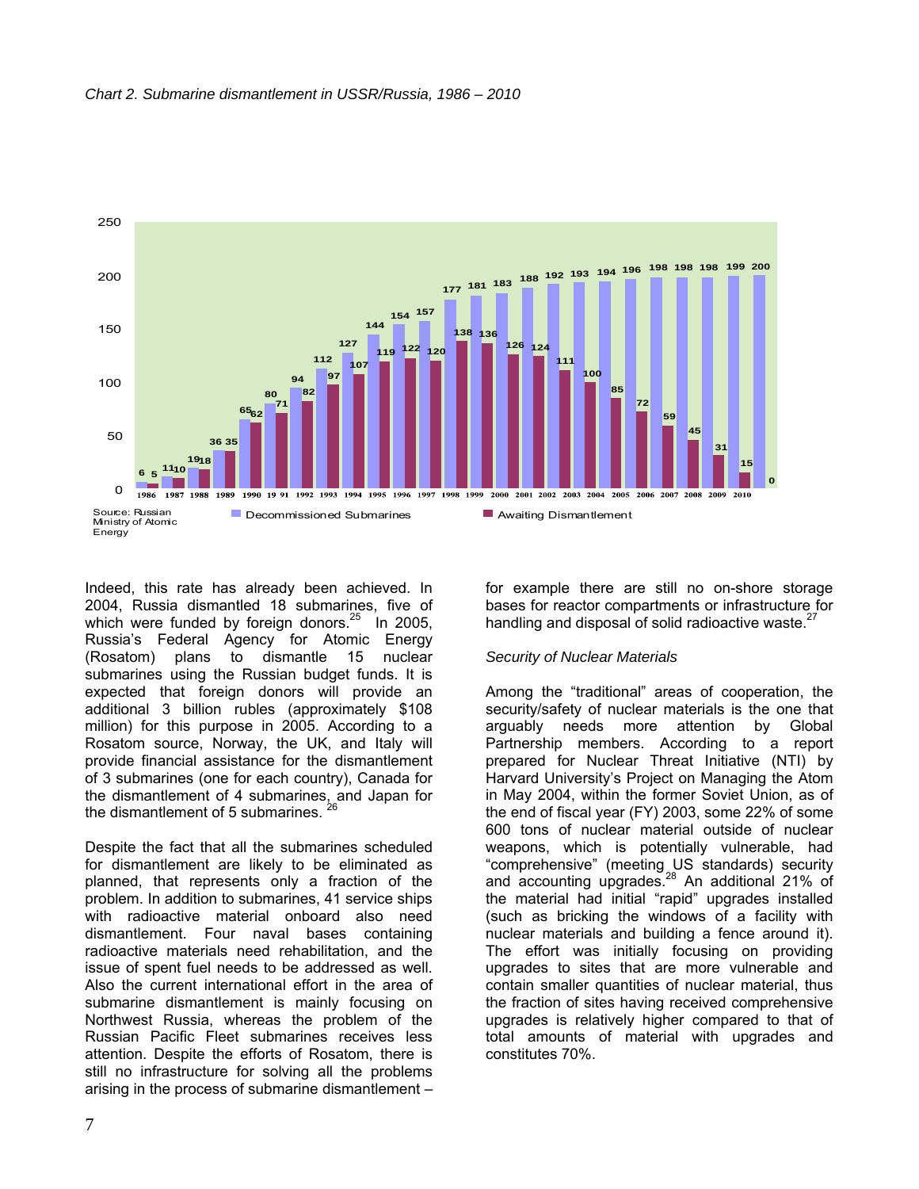*Chart 2. Submarine dismantlement in USSR/Russia, 1986 – 2010*

| Year | Decommissioned Submarines | Awaiting Dismantlement |
|---|---|---|
| 1986 | 6 | 5 |
| 1987 | 11 | 10 |
| 1988 | 19 | 18 |
| 1989 | 36 | 35 |
| 1990 | 65 | 62 |
| 1991 | 80 | 71 |
| 1992 | 94 | 82 |
| 1993 | 112 | 97 |
| 1994 | 127 | 107 |
| 1995 | 144 | 119 |
| 1996 | 154 | 122 |
| 1997 | 157 | 120 |
| 1998 | 177 | 138 |
| 1999 | 181 | 136 |
| 2000 | 183 | 126 |
| 2001 | 188 | 124 |
| 2002 | 192 | 111 |
| 2003 | 193 | 100 |
| 2004 | 194 | 85 |
| 2005 | 196 | 72 |
| 2006 | 198 | 59 |
| 2007 | 198 | 45 |
| 2008 | 198 | 31 |
| 2009 | 199 | 15 |
| 2010 | 200 | 0 |

Source: Russian Ministry of Atomic Energy

Indeed, this rate has already been achieved. In 2004, Russia dismantled 18 submarines, five of which were funded by foreign donors.[25] In 2005, Russia's Federal Agency for Atomic Energy (Rosatom) plans to dismantle 15 nuclear submarines using the Russian budget funds. It is expected that foreign donors will provide an additional 3 billion rubles (approximately $108 million) for this purpose in 2005. According to a Rosatom source, Norway, the UK, and Italy will provide financial assistance for the dismantlement of 3 submarines (one for each country), Canada for the dismantlement of 4 submarines, and Japan for the dismantlement of 5 submarines.[26]

Despite the fact that all the submarines scheduled for dismantlement are likely to be eliminated as planned, that represents only a fraction of the problem. In addition to submarines, 41 service ships with radioactive material onboard also need dismantlement. Four naval bases containing radioactive materials need rehabilitation, and the issue of spent fuel needs to be addressed as well. Also the current international effort in the area of submarine dismantlement is mainly focusing on Northwest Russia, whereas the problem of the Russian Pacific Fleet submarines receives less attention. Despite the efforts of Rosatom, there is still no infrastructure for solving all the problems arising in the process of submarine dismantlement – for example there are still no on-shore storage bases for reactor compartments or infrastructure for handling and disposal of solid radioactive waste.[27]

*Security of Nuclear Materials*

Among the "traditional" areas of cooperation, the security/safety of nuclear materials is the one that arguably needs more attention by Global Partnership members. According to a report prepared for Nuclear Threat Initiative (NTI) by Harvard University's Project on Managing the Atom in May 2004, within the former Soviet Union, as of the end of fiscal year (FY) 2003, some 22% of some 600 tons of nuclear material outside of nuclear weapons, which is potentially vulnerable, had "comprehensive" (meeting US standards) security and accounting upgrades.[28] An additional 21% of the material had initial "rapid" upgrades installed (such as bricking the windows of a facility with nuclear materials and building a fence around it). The effort was initially focusing on providing upgrades to sites that are more vulnerable and contain smaller quantities of nuclear material, thus the fraction of sites having received comprehensive upgrades is relatively higher compared to that of total amounts of material with upgrades and constitutes 70%.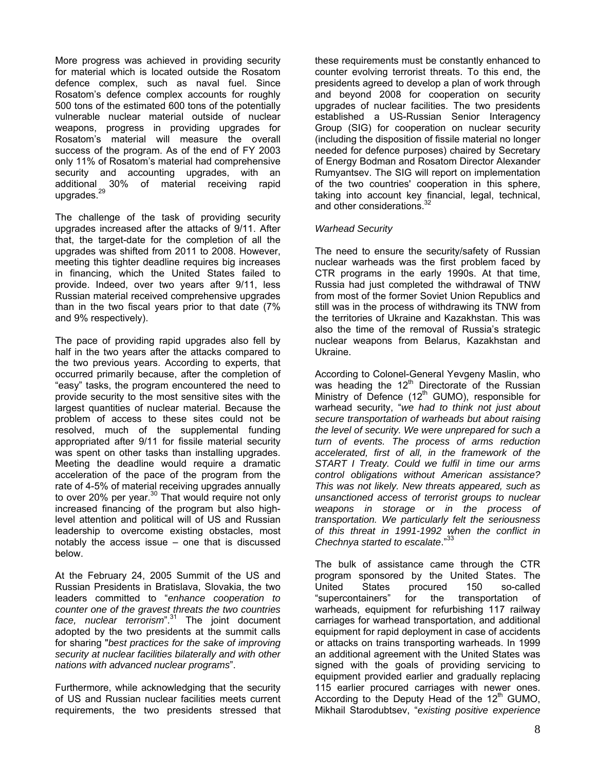More progress was achieved in providing security for material which is located outside the Rosatom defence complex, such as naval fuel. Since Rosatom's defence complex accounts for roughly 500 tons of the estimated 600 tons of the potentially vulnerable nuclear material outside of nuclear weapons, progress in providing upgrades for Rosatom's material will measure the overall success of the program. As of the end of FY 2003 only 11% of Rosatom's material had comprehensive security and accounting upgrades, with an additional 30% of material receiving rapid upgrades.[29]

The challenge of the task of providing security upgrades increased after the attacks of 9/11. After that, the target-date for the completion of all the upgrades was shifted from 2011 to 2008. However, meeting this tighter deadline requires big increases in financing, which the United States failed to provide. Indeed, over two years after 9/11, less Russian material received comprehensive upgrades than in the two fiscal years prior to that date (7% and 9% respectively).

The pace of providing rapid upgrades also fell by half in the two years after the attacks compared to the two previous years. According to experts, that occurred primarily because, after the completion of "easy" tasks, the program encountered the need to provide security to the most sensitive sites with the largest quantities of nuclear material. Because the problem of access to these sites could not be resolved, much of the supplemental funding appropriated after 9/11 for fissile material security was spent on other tasks than installing upgrades. Meeting the deadline would require a dramatic acceleration of the pace of the program from the rate of 4-5% of material receiving upgrades annually to over 20% per year.[30] That would require not only increased financing of the program but also high-level attention and political will of US and Russian leadership to overcome existing obstacles, most notably the access issue – one that is discussed below.

At the February 24, 2005 Summit of the US and Russian Presidents in Bratislava, Slovakia, the two leaders committed to "*enhance cooperation to counter one of the gravest threats the two countries face, nuclear terrorism*".[31] The joint document adopted by the two presidents at the summit calls for sharing "*best practices for the sake of improving security at nuclear facilities bilaterally and with other nations with advanced nuclear programs*".

Furthermore, while acknowledging that the security of US and Russian nuclear facilities meets current requirements, the two presidents stressed that these requirements must be constantly enhanced to counter evolving terrorist threats. To this end, the presidents agreed to develop a plan of work through and beyond 2008 for cooperation on security upgrades of nuclear facilities. The two presidents established a US-Russian Senior Interagency Group (SIG) for cooperation on nuclear security (including the disposition of fissile material no longer needed for defence purposes) chaired by Secretary of Energy Bodman and Rosatom Director Alexander Rumyantsev. The SIG will report on implementation of the two countries' cooperation in this sphere, taking into account key financial, legal, technical, and other considerations.[32]

*Warhead Security*

The need to ensure the security/safety of Russian nuclear warheads was the first problem faced by CTR programs in the early 1990s. At that time, Russia had just completed the withdrawal of TNW from most of the former Soviet Union Republics and still was in the process of withdrawing its TNW from the territories of Ukraine and Kazakhstan. This was also the time of the removal of Russia's strategic nuclear weapons from Belarus, Kazakhstan and Ukraine.

According to Colonel-General Yevgeny Maslin, who was heading the 12th Directorate of the Russian Ministry of Defence (12th GUMO), responsible for warhead security, "*we had to think not just about secure transportation of warheads but about raising the level of security. We were unprepared for such a turn of events. The process of arms reduction accelerated, first of all, in the framework of the START I Treaty. Could we fulfil in time our arms control obligations without American assistance? This was not likely. New threats appeared, such as unsanctioned access of terrorist groups to nuclear weapons in storage or in the process of transportation. We particularly felt the seriousness of this threat in 1991-1992 when the conflict in Chechnya started to escalate*."[33]

The bulk of assistance came through the CTR program sponsored by the United States. The United States procured 150 so-called "supercontainers" for the transportation of warheads, equipment for refurbishing 117 railway carriages for warhead transportation, and additional equipment for rapid deployment in case of accidents or attacks on trains transporting warheads. In 1999 an additional agreement with the United States was signed with the goals of providing servicing to equipment provided earlier and gradually replacing 115 earlier procured carriages with newer ones. According to the Deputy Head of the 12th GUMO, Mikhail Starodubtsev, "*existing positive experience*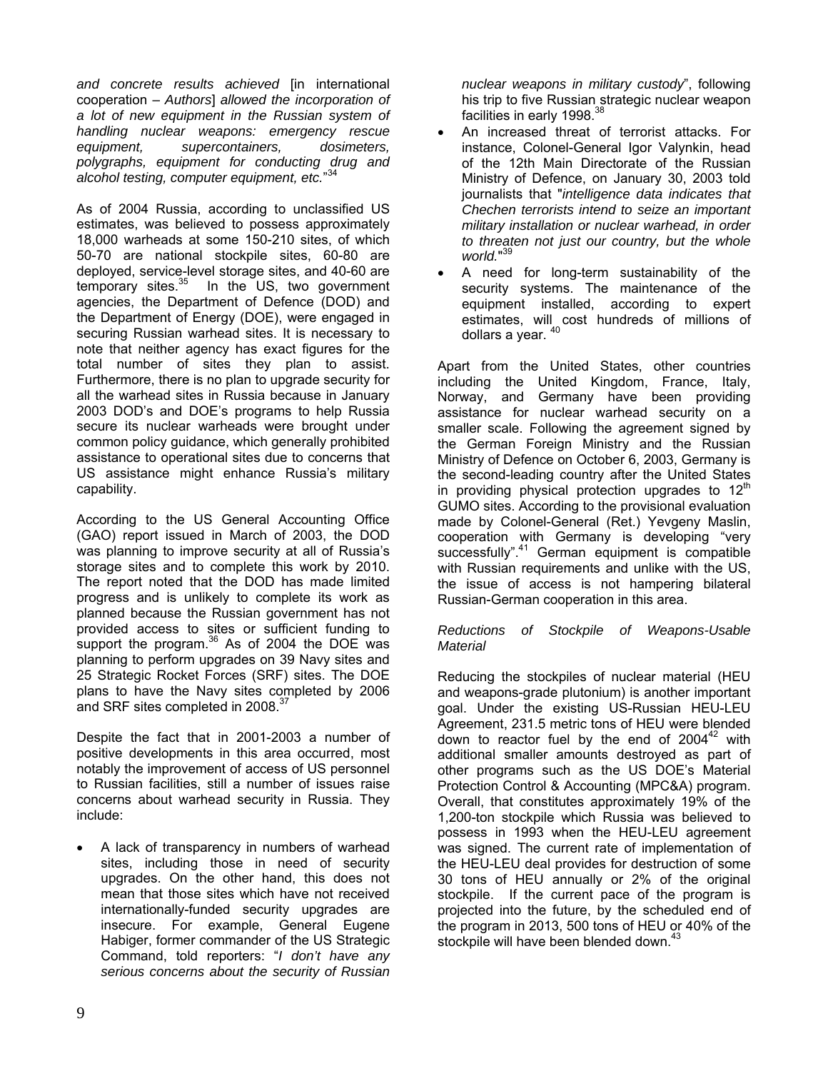*and concrete results achieved* [in international cooperation – *Authors*] *allowed the incorporation of a lot of new equipment in the Russian system of handling nuclear weapons: emergency rescue equipment, supercontainers, dosimeters, polygraphs, equipment for conducting drug and alcohol testing, computer equipment, etc.*"[34]

As of 2004 Russia, according to unclassified US estimates, was believed to possess approximately 18,000 warheads at some 150-210 sites, of which 50-70 are national stockpile sites, 60-80 are deployed, service-level storage sites, and 40-60 are temporary sites.[35] In the US, two government agencies, the Department of Defence (DOD) and the Department of Energy (DOE), were engaged in securing Russian warhead sites. It is necessary to note that neither agency has exact figures for the total number of sites they plan to assist. Furthermore, there is no plan to upgrade security for all the warhead sites in Russia because in January 2003 DOD's and DOE's programs to help Russia secure its nuclear warheads were brought under common policy guidance, which generally prohibited assistance to operational sites due to concerns that US assistance might enhance Russia's military capability.

According to the US General Accounting Office (GAO) report issued in March of 2003, the DOD was planning to improve security at all of Russia's storage sites and to complete this work by 2010. The report noted that the DOD has made limited progress and is unlikely to complete its work as planned because the Russian government has not provided access to sites or sufficient funding to support the program.[36] As of 2004 the DOE was planning to perform upgrades on 39 Navy sites and 25 Strategic Rocket Forces (SRF) sites. The DOE plans to have the Navy sites completed by 2006 and SRF sites completed in 2008.[37]

Despite the fact that in 2001-2003 a number of positive developments in this area occurred, most notably the improvement of access of US personnel to Russian facilities, still a number of issues raise concerns about warhead security in Russia. They include:

- A lack of transparency in numbers of warhead sites, including those in need of security upgrades. On the other hand, this does not mean that those sites which have not received internationally-funded security upgrades are insecure. For example, General Eugene Habiger, former commander of the US Strategic Command, told reporters: "*I don't have any serious concerns about the security of Russian nuclear weapons in military custody*", following his trip to five Russian strategic nuclear weapon facilities in early 1998.[38]
- An increased threat of terrorist attacks. For instance, Colonel-General Igor Valynkin, head of the 12th Main Directorate of the Russian Ministry of Defence, on January 30, 2003 told journalists that "*intelligence data indicates that Chechen terrorists intend to seize an important military installation or nuclear warhead, in order to threaten not just our country, but the whole world.*"[39]
- A need for long-term sustainability of the security systems. The maintenance of the equipment installed, according to expert estimates, will cost hundreds of millions of dollars a year.[40]

Apart from the United States, other countries including the United Kingdom, France, Italy, Norway, and Germany have been providing assistance for nuclear warhead security on a smaller scale. Following the agreement signed by the German Foreign Ministry and the Russian Ministry of Defence on October 6, 2003, Germany is the second-leading country after the United States in providing physical protection upgrades to 12th GUMO sites. According to the provisional evaluation made by Colonel-General (Ret.) Yevgeny Maslin, cooperation with Germany is developing "very successfully".[41] German equipment is compatible with Russian requirements and unlike with the US, the issue of access is not hampering bilateral Russian-German cooperation in this area.

*Reductions of Stockpile of Weapons-Usable Material*

Reducing the stockpiles of nuclear material (HEU and weapons-grade plutonium) is another important goal. Under the existing US-Russian HEU-LEU Agreement, 231.5 metric tons of HEU were blended down to reactor fuel by the end of 2004[42] with additional smaller amounts destroyed as part of other programs such as the US DOE's Material Protection Control & Accounting (MPC&A) program. Overall, that constitutes approximately 19% of the 1,200-ton stockpile which Russia was believed to possess in 1993 when the HEU-LEU agreement was signed. The current rate of implementation of the HEU-LEU deal provides for destruction of some 30 tons of HEU annually or 2% of the original stockpile. If the current pace of the program is projected into the future, by the scheduled end of the program in 2013, 500 tons of HEU or 40% of the stockpile will have been blended down.[43]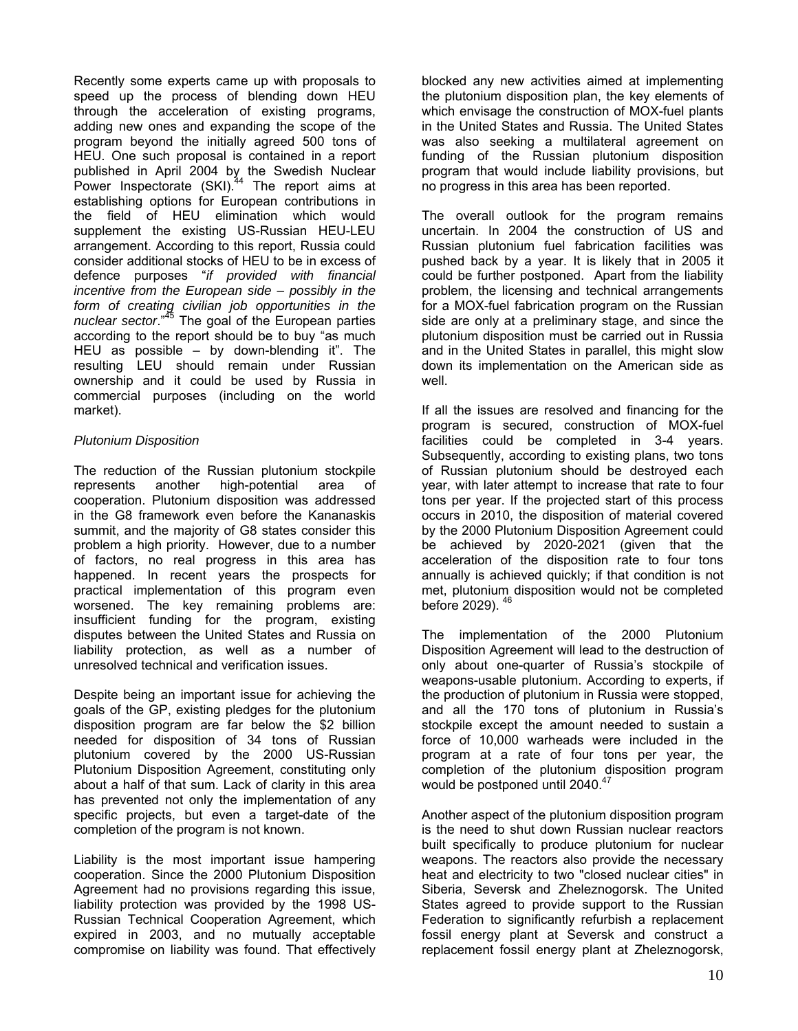Recently some experts came up with proposals to speed up the process of blending down HEU through the acceleration of existing programs, adding new ones and expanding the scope of the program beyond the initially agreed 500 tons of HEU. One such proposal is contained in a report published in April 2004 by the Swedish Nuclear Power Inspectorate (SKI).[44] The report aims at establishing options for European contributions in the field of HEU elimination which would supplement the existing US-Russian HEU-LEU arrangement. According to this report, Russia could consider additional stocks of HEU to be in excess of defence purposes "*if provided with financial incentive from the European side – possibly in the form of creating civilian job opportunities in the nuclear sector*."[45] The goal of the European parties according to the report should be to buy "as much HEU as possible – by down-blending it". The resulting LEU should remain under Russian ownership and it could be used by Russia in commercial purposes (including on the world market).

*Plutonium Disposition*

The reduction of the Russian plutonium stockpile represents another high-potential area of cooperation. Plutonium disposition was addressed in the G8 framework even before the Kananaskis summit, and the majority of G8 states consider this problem a high priority. However, due to a number of factors, no real progress in this area has happened. In recent years the prospects for practical implementation of this program even worsened. The key remaining problems are: insufficient funding for the program, existing disputes between the United States and Russia on liability protection, as well as a number of unresolved technical and verification issues.

Despite being an important issue for achieving the goals of the GP, existing pledges for the plutonium disposition program are far below the $2 billion needed for disposition of 34 tons of Russian plutonium covered by the 2000 US-Russian Plutonium Disposition Agreement, constituting only about a half of that sum. Lack of clarity in this area has prevented not only the implementation of any specific projects, but even a target-date of the completion of the program is not known.

Liability is the most important issue hampering cooperation. Since the 2000 Plutonium Disposition Agreement had no provisions regarding this issue, liability protection was provided by the 1998 US-Russian Technical Cooperation Agreement, which expired in 2003, and no mutually acceptable compromise on liability was found. That effectively blocked any new activities aimed at implementing the plutonium disposition plan, the key elements of which envisage the construction of MOX-fuel plants in the United States and Russia. The United States was also seeking a multilateral agreement on funding of the Russian plutonium disposition program that would include liability provisions, but no progress in this area has been reported.

The overall outlook for the program remains uncertain. In 2004 the construction of US and Russian plutonium fuel fabrication facilities was pushed back by a year. It is likely that in 2005 it could be further postponed. Apart from the liability problem, the licensing and technical arrangements for a MOX-fuel fabrication program on the Russian side are only at a preliminary stage, and since the plutonium disposition must be carried out in Russia and in the United States in parallel, this might slow down its implementation on the American side as well.

If all the issues are resolved and financing for the program is secured, construction of MOX-fuel facilities could be completed in 3-4 years. Subsequently, according to existing plans, two tons of Russian plutonium should be destroyed each year, with later attempt to increase that rate to four tons per year. If the projected start of this process occurs in 2010, the disposition of material covered by the 2000 Plutonium Disposition Agreement could be achieved by 2020-2021 (given that the acceleration of the disposition rate to four tons annually is achieved quickly; if that condition is not met, plutonium disposition would not be completed before 2029).[46]

The implementation of the 2000 Plutonium Disposition Agreement will lead to the destruction of only about one-quarter of Russia's stockpile of weapons-usable plutonium. According to experts, if the production of plutonium in Russia were stopped, and all the 170 tons of plutonium in Russia's stockpile except the amount needed to sustain a force of 10,000 warheads were included in the program at a rate of four tons per year, the completion of the plutonium disposition program would be postponed until 2040.[47]

Another aspect of the plutonium disposition program is the need to shut down Russian nuclear reactors built specifically to produce plutonium for nuclear weapons. The reactors also provide the necessary heat and electricity to two "closed nuclear cities" in Siberia, Seversk and Zheleznogorsk. The United States agreed to provide support to the Russian Federation to significantly refurbish a replacement fossil energy plant at Seversk and construct a replacement fossil energy plant at Zheleznogorsk,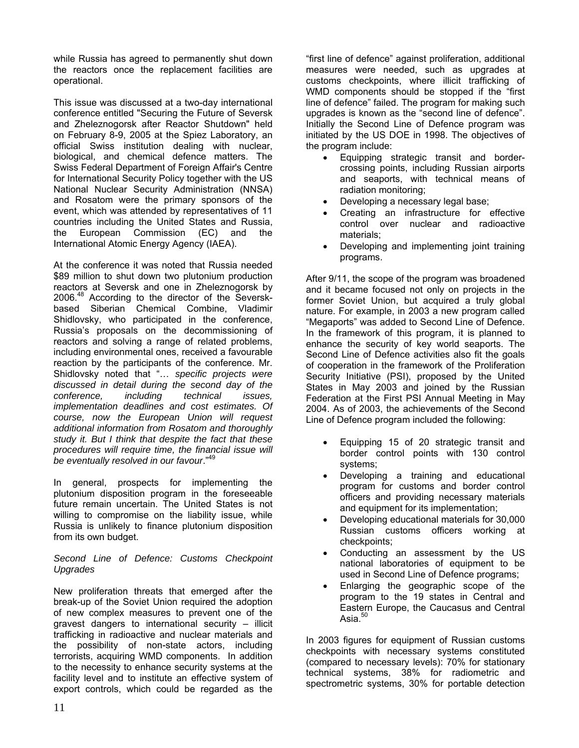while Russia has agreed to permanently shut down the reactors once the replacement facilities are operational.

This issue was discussed at a two-day international conference entitled "Securing the Future of Seversk and Zheleznogorsk after Reactor Shutdown" held on February 8-9, 2005 at the Spiez Laboratory, an official Swiss institution dealing with nuclear, biological, and chemical defence matters. The Swiss Federal Department of Foreign Affair's Centre for International Security Policy together with the US National Nuclear Security Administration (NNSA) and Rosatom were the primary sponsors of the event, which was attended by representatives of 11 countries including the United States and Russia, the European Commission (EC) and the International Atomic Energy Agency (IAEA).

At the conference it was noted that Russia needed $89 million to shut down two plutonium production reactors at Seversk and one in Zheleznogorsk by 2006.[48] According to the director of the Seversk-based Siberian Chemical Combine, Vladimir Shidlovsky, who participated in the conference, Russia's proposals on the decommissioning of reactors and solving a range of related problems, including environmental ones, received a favourable reaction by the participants of the conference. Mr. Shidlovsky noted that "*… specific projects were discussed in detail during the second day of the conference, including technical issues, implementation deadlines and cost estimates. Of course, now the European Union will request additional information from Rosatom and thoroughly study it. But I think that despite the fact that these procedures will require time, the financial issue will be eventually resolved in our favour*."[49]

In general, prospects for implementing the plutonium disposition program in the foreseeable future remain uncertain. The United States is not willing to compromise on the liability issue, while Russia is unlikely to finance plutonium disposition from its own budget.

*Second Line of Defence: Customs Checkpoint Upgrades*

New proliferation threats that emerged after the break-up of the Soviet Union required the adoption of new complex measures to prevent one of the gravest dangers to international security – illicit trafficking in radioactive and nuclear materials and the possibility of non-state actors, including terrorists, acquiring WMD components. In addition to the necessity to enhance security systems at the facility level and to institute an effective system of export controls, which could be regarded as the "first line of defence" against proliferation, additional measures were needed, such as upgrades at customs checkpoints, where illicit trafficking of WMD components should be stopped if the "first line of defence" failed. The program for making such upgrades is known as the "second line of defence". Initially the Second Line of Defence program was initiated by the US DOE in 1998. The objectives of the program include:

- Equipping strategic transit and border-crossing points, including Russian airports and seaports, with technical means of radiation monitoring;
- Developing a necessary legal base;
- Creating an infrastructure for effective control over nuclear and radioactive materials;
- Developing and implementing joint training programs.

After 9/11, the scope of the program was broadened and it became focused not only on projects in the former Soviet Union, but acquired a truly global nature. For example, in 2003 a new program called "Megaports" was added to Second Line of Defence. In the framework of this program, it is planned to enhance the security of key world seaports. The Second Line of Defence activities also fit the goals of cooperation in the framework of the Proliferation Security Initiative (PSI), proposed by the United States in May 2003 and joined by the Russian Federation at the First PSI Annual Meeting in May 2004. As of 2003, the achievements of the Second Line of Defence program included the following:

- Equipping 15 of 20 strategic transit and border control points with 130 control systems;
- Developing a training and educational program for customs and border control officers and providing necessary materials and equipment for its implementation;
- Developing educational materials for 30,000 Russian customs officers working at checkpoints;
- Conducting an assessment by the US national laboratories of equipment to be used in Second Line of Defence programs;
- Enlarging the geographic scope of the program to the 19 states in Central and Eastern Europe, the Caucasus and Central Asia.[50]

In 2003 figures for equipment of Russian customs checkpoints with necessary systems constituted (compared to necessary levels): 70% for stationary technical systems, 38% for radiometric and spectrometric systems, 30% for portable detection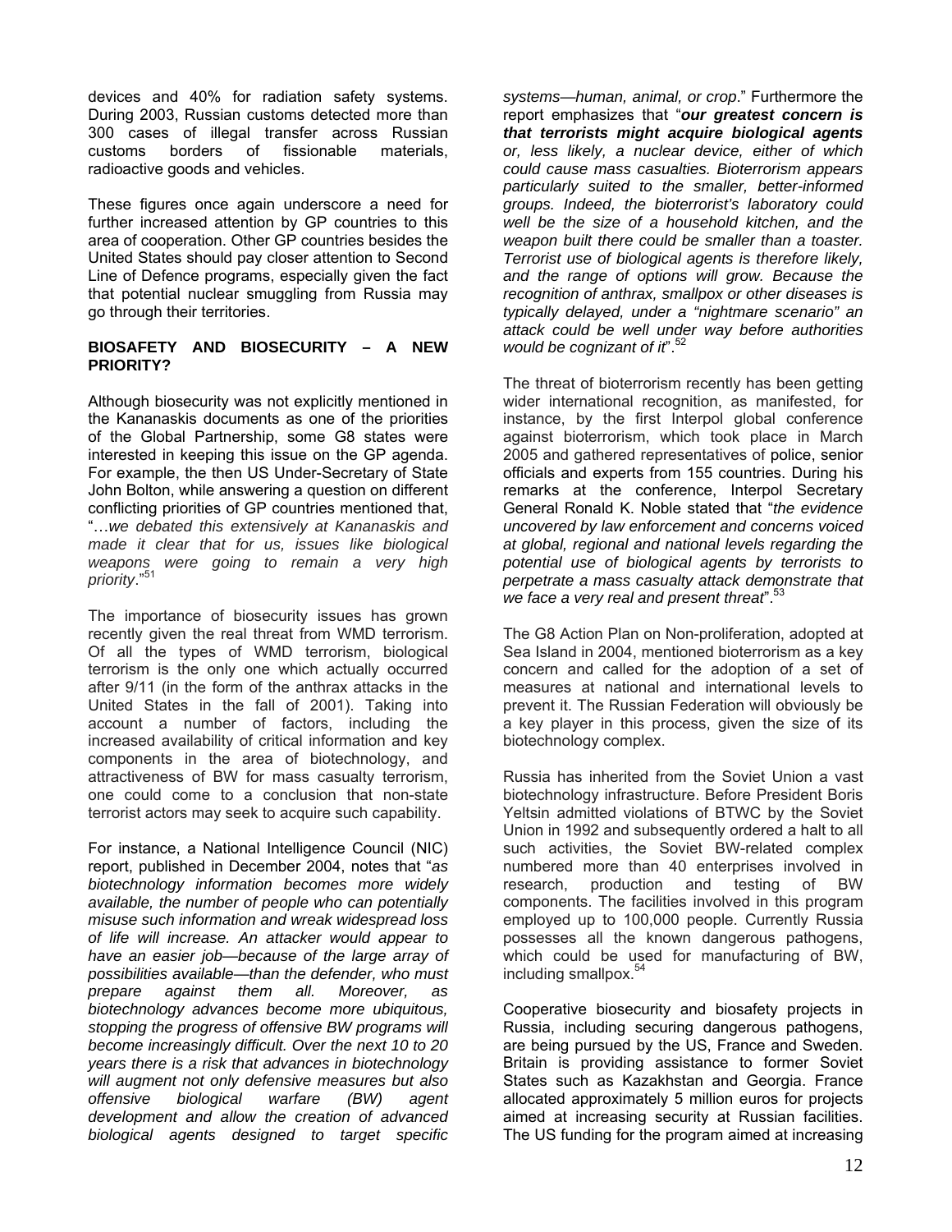devices and 40% for radiation safety systems. During 2003, Russian customs detected more than 300 cases of illegal transfer across Russian customs borders of fissionable materials, radioactive goods and vehicles.

These figures once again underscore a need for further increased attention by GP countries to this area of cooperation. Other GP countries besides the United States should pay closer attention to Second Line of Defence programs, especially given the fact that potential nuclear smuggling from Russia may go through their territories.

**BIOSAFETY AND BIOSECURITY – A NEW PRIORITY?**

Although biosecurity was not explicitly mentioned in the Kananaskis documents as one of the priorities of the Global Partnership, some G8 states were interested in keeping this issue on the GP agenda. For example, the then US Under-Secretary of State John Bolton, while answering a question on different conflicting priorities of GP countries mentioned that, "…*we debated this extensively at Kananaskis and made it clear that for us, issues like biological weapons were going to remain a very high priority*."[51]

The importance of biosecurity issues has grown recently given the real threat from WMD terrorism. Of all the types of WMD terrorism, biological terrorism is the only one which actually occurred after 9/11 (in the form of the anthrax attacks in the United States in the fall of 2001). Taking into account a number of factors, including the increased availability of critical information and key components in the area of biotechnology, and attractiveness of BW for mass casualty terrorism, one could come to a conclusion that non-state terrorist actors may seek to acquire such capability.

For instance, a National Intelligence Council (NIC) report, published in December 2004, notes that "*as biotechnology information becomes more widely available, the number of people who can potentially misuse such information and wreak widespread loss of life will increase. An attacker would appear to have an easier job—because of the large array of possibilities available—than the defender, who must prepare against them all. Moreover, as biotechnology advances become more ubiquitous, stopping the progress of offensive BW programs will become increasingly difficult. Over the next 10 to 20 years there is a risk that advances in biotechnology will augment not only defensive measures but also offensive biological warfare (BW) agent development and allow the creation of advanced biological agents designed to target specific systems—human, animal, or crop*." Furthermore the report emphasizes that "***our greatest concern is that terrorists might acquire biological agents*** *or, less likely, a nuclear device, either of which could cause mass casualties. Bioterrorism appears particularly suited to the smaller, better-informed groups. Indeed, the bioterrorist's laboratory could well be the size of a household kitchen, and the weapon built there could be smaller than a toaster. Terrorist use of biological agents is therefore likely, and the range of options will grow. Because the recognition of anthrax, smallpox or other diseases is typically delayed, under a "nightmare scenario" an attack could be well under way before authorities would be cognizant of it*".[52]

The threat of bioterrorism recently has been getting wider international recognition, as manifested, for instance, by the first Interpol global conference against bioterrorism, which took place in March 2005 and gathered representatives of police, senior officials and experts from 155 countries. During his remarks at the conference, Interpol Secretary General Ronald K. Noble stated that "*the evidence uncovered by law enforcement and concerns voiced at global, regional and national levels regarding the potential use of biological agents by terrorists to perpetrate a mass casualty attack demonstrate that we face a very real and present threat*".[53]

The G8 Action Plan on Non-proliferation, adopted at Sea Island in 2004, mentioned bioterrorism as a key concern and called for the adoption of a set of measures at national and international levels to prevent it. The Russian Federation will obviously be a key player in this process, given the size of its biotechnology complex.

Russia has inherited from the Soviet Union a vast biotechnology infrastructure. Before President Boris Yeltsin admitted violations of BTWC by the Soviet Union in 1992 and subsequently ordered a halt to all such activities, the Soviet BW-related complex numbered more than 40 enterprises involved in research, production and testing of BW components. The facilities involved in this program employed up to 100,000 people. Currently Russia possesses all the known dangerous pathogens, which could be used for manufacturing of BW, including smallpox.[54]

Cooperative biosecurity and biosafety projects in Russia, including securing dangerous pathogens, are being pursued by the US, France and Sweden. Britain is providing assistance to former Soviet States such as Kazakhstan and Georgia. France allocated approximately 5 million euros for projects aimed at increasing security at Russian facilities. The US funding for the program aimed at increasing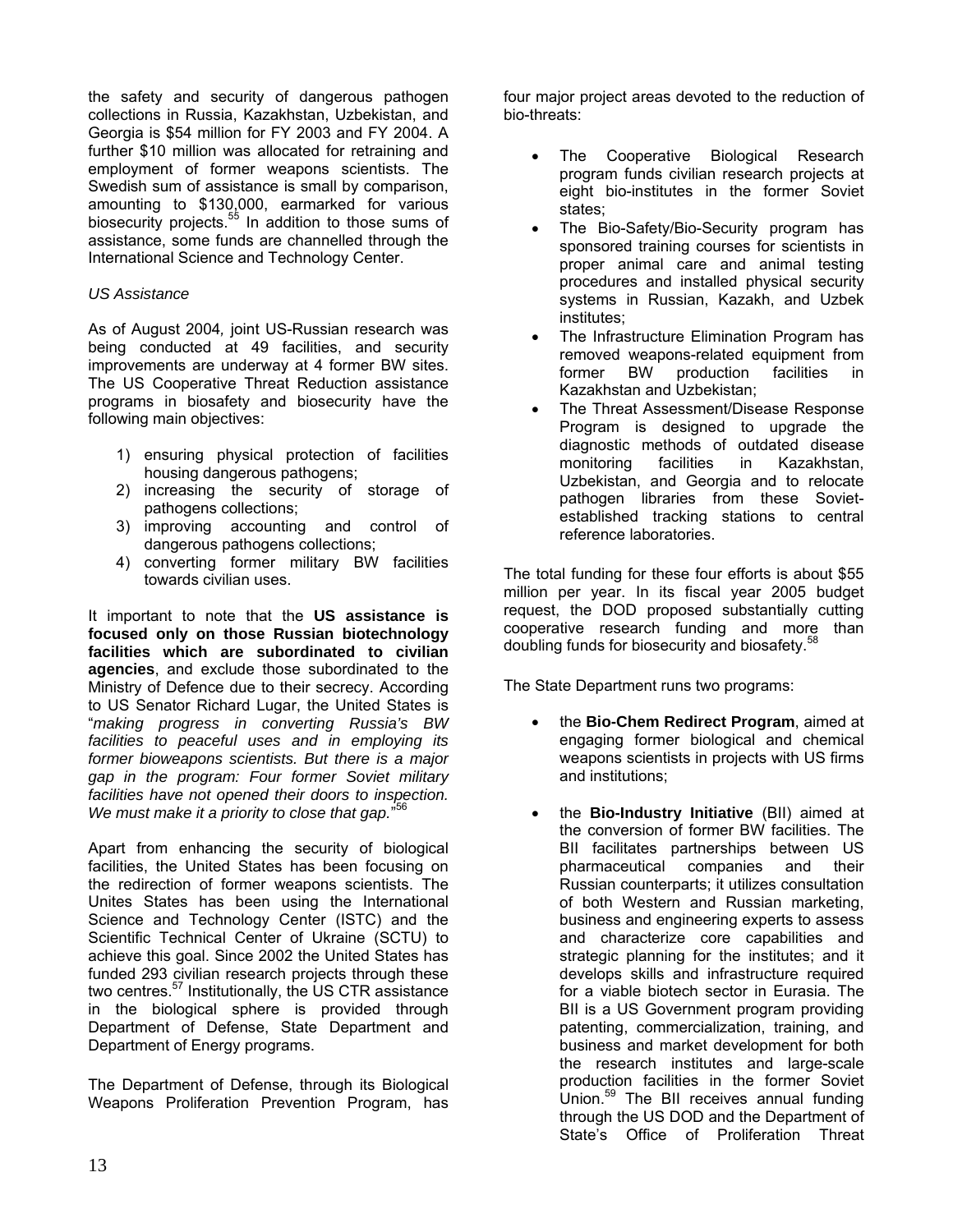the safety and security of dangerous pathogen collections in Russia, Kazakhstan, Uzbekistan, and Georgia is $54 million for FY 2003 and FY 2004. A further $10 million was allocated for retraining and employment of former weapons scientists. The Swedish sum of assistance is small by comparison, amounting to $130,000, earmarked for various biosecurity projects.[55] In addition to those sums of assistance, some funds are channelled through the International Science and Technology Center.

*US Assistance*

As of August 2004, joint US-Russian research was being conducted at 49 facilities, and security improvements are underway at 4 former BW sites. The US Cooperative Threat Reduction assistance programs in biosafety and biosecurity have the following main objectives:

1) ensuring physical protection of facilities housing dangerous pathogens;
2) increasing the security of storage of pathogens collections;
3) improving accounting and control of dangerous pathogens collections;
4) converting former military BW facilities towards civilian uses.

It important to note that the **US assistance is focused only on those Russian biotechnology facilities which are subordinated to civilian agencies**, and exclude those subordinated to the Ministry of Defence due to their secrecy. According to US Senator Richard Lugar, the United States is "*making progress in converting Russia's BW facilities to peaceful uses and in employing its former bioweapons scientists. But there is a major gap in the program: Four former Soviet military facilities have not opened their doors to inspection. We must make it a priority to close that gap.*"[56]

Apart from enhancing the security of biological facilities, the United States has been focusing on the redirection of former weapons scientists. The Unites States has been using the International Science and Technology Center (ISTC) and the Scientific Technical Center of Ukraine (SCTU) to achieve this goal. Since 2002 the United States has funded 293 civilian research projects through these two centres.[57] Institutionally, the US CTR assistance in the biological sphere is provided through Department of Defense, State Department and Department of Energy programs.

The Department of Defense, through its Biological Weapons Proliferation Prevention Program, has four major project areas devoted to the reduction of bio-threats:

- The Cooperative Biological Research program funds civilian research projects at eight bio-institutes in the former Soviet states;
- The Bio-Safety/Bio-Security program has sponsored training courses for scientists in proper animal care and animal testing procedures and installed physical security systems in Russian, Kazakh, and Uzbek institutes;
- The Infrastructure Elimination Program has removed weapons-related equipment from former BW production facilities in Kazakhstan and Uzbekistan;
- The Threat Assessment/Disease Response Program is designed to upgrade the diagnostic methods of outdated disease monitoring facilities in Kazakhstan, Uzbekistan, and Georgia and to relocate pathogen libraries from these Soviet-established tracking stations to central reference laboratories.

The total funding for these four efforts is about $55 million per year. In its fiscal year 2005 budget request, the DOD proposed substantially cutting cooperative research funding and more than doubling funds for biosecurity and biosafety.[58]

The State Department runs two programs:

- the **Bio-Chem Redirect Program**, aimed at engaging former biological and chemical weapons scientists in projects with US firms and institutions;

- the **Bio-Industry Initiative** (BII) aimed at the conversion of former BW facilities. The BII facilitates partnerships between US pharmaceutical companies and their Russian counterparts; it utilizes consultation of both Western and Russian marketing, business and engineering experts to assess and characterize core capabilities and strategic planning for the institutes; and it develops skills and infrastructure required for a viable biotech sector in Eurasia. The BII is a US Government program providing patenting, commercialization, training, and business and market development for both the research institutes and large-scale production facilities in the former Soviet Union.[59] The BII receives annual funding through the US DOD and the Department of State's Office of Proliferation Threat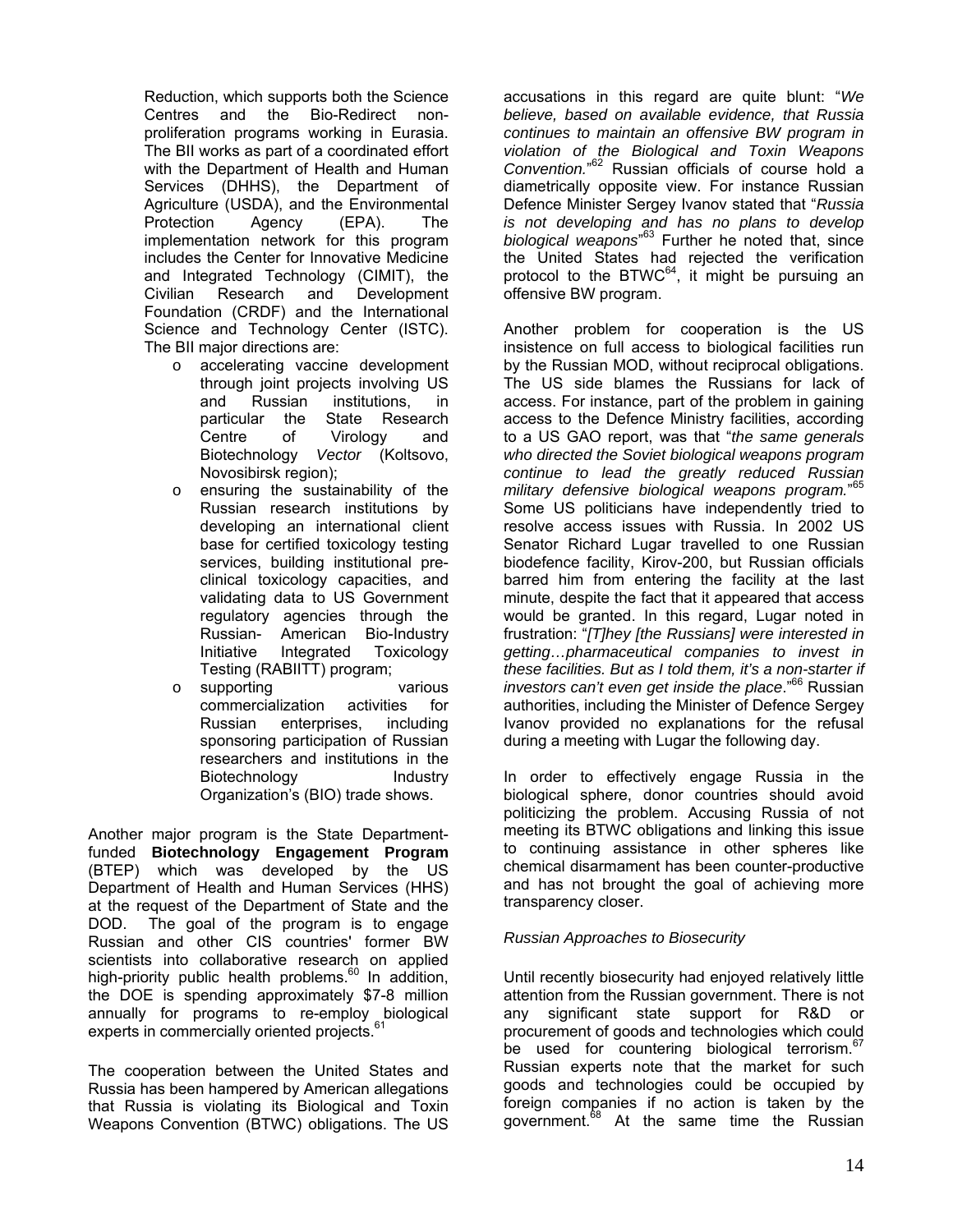Reduction, which supports both the Science Centres and the Bio-Redirect non-proliferation programs working in Eurasia. The BII works as part of a coordinated effort with the Department of Health and Human Services (DHHS), the Department of Agriculture (USDA), and the Environmental Protection Agency (EPA). The implementation network for this program includes the Center for Innovative Medicine and Integrated Technology (CIMIT), the Civilian Research and Development Foundation (CRDF) and the International Science and Technology Center (ISTC). The BII major directions are:

- accelerating vaccine development through joint projects involving US and Russian institutions, in particular the State Research Centre of Virology and Biotechnology *Vector* (Koltsovo, Novosibirsk region);
- ensuring the sustainability of the Russian research institutions by developing an international client base for certified toxicology testing services, building institutional pre-clinical toxicology capacities, and validating data to US Government regulatory agencies through the Russian- American Bio-Industry Initiative Integrated Toxicology Testing (RABIITT) program;
- supporting various commercialization activities for Russian enterprises, including sponsoring participation of Russian researchers and institutions in the Biotechnology Industry Organization's (BIO) trade shows.

Another major program is the State Department-funded **Biotechnology Engagement Program** (BTEP) which was developed by the US Department of Health and Human Services (HHS) at the request of the Department of State and the DOD. The goal of the program is to engage Russian and other CIS countries' former BW scientists into collaborative research on applied high-priority public health problems.[60] In addition, the DOE is spending approximately $7-8 million annually for programs to re-employ biological experts in commercially oriented projects.[61]

The cooperation between the United States and Russia has been hampered by American allegations that Russia is violating its Biological and Toxin Weapons Convention (BTWC) obligations. The US accusations in this regard are quite blunt: "*We believe, based on available evidence, that Russia continues to maintain an offensive BW program in violation of the Biological and Toxin Weapons Convention.*"[62] Russian officials of course hold a diametrically opposite view. For instance Russian Defence Minister Sergey Ivanov stated that "*Russia is not developing and has no plans to develop biological weapons*"[63] Further he noted that, since the United States had rejected the verification protocol to the BTWC[64], it might be pursuing an offensive BW program.

Another problem for cooperation is the US insistence on full access to biological facilities run by the Russian MOD, without reciprocal obligations. The US side blames the Russians for lack of access. For instance, part of the problem in gaining access to the Defence Ministry facilities, according to a US GAO report, was that "*the same generals who directed the Soviet biological weapons program continue to lead the greatly reduced Russian military defensive biological weapons program.*"[65] Some US politicians have independently tried to resolve access issues with Russia. In 2002 US Senator Richard Lugar travelled to one Russian biodefence facility, Kirov-200, but Russian officials barred him from entering the facility at the last minute, despite the fact that it appeared that access would be granted. In this regard, Lugar noted in frustration: "*[T]hey [the Russians] were interested in getting…pharmaceutical companies to invest in these facilities. But as I told them, it's a non-starter if investors can't even get inside the place*."[66] Russian authorities, including the Minister of Defence Sergey Ivanov provided no explanations for the refusal during a meeting with Lugar the following day.

In order to effectively engage Russia in the biological sphere, donor countries should avoid politicizing the problem. Accusing Russia of not meeting its BTWC obligations and linking this issue to continuing assistance in other spheres like chemical disarmament has been counter-productive and has not brought the goal of achieving more transparency closer.

### *Russian Approaches to Biosecurity*

Until recently biosecurity had enjoyed relatively little attention from the Russian government. There is not any significant state support for R&D or procurement of goods and technologies which could be used for countering biological terrorism.[67] Russian experts note that the market for such goods and technologies could be occupied by foreign companies if no action is taken by the government.[68] At the same time the Russian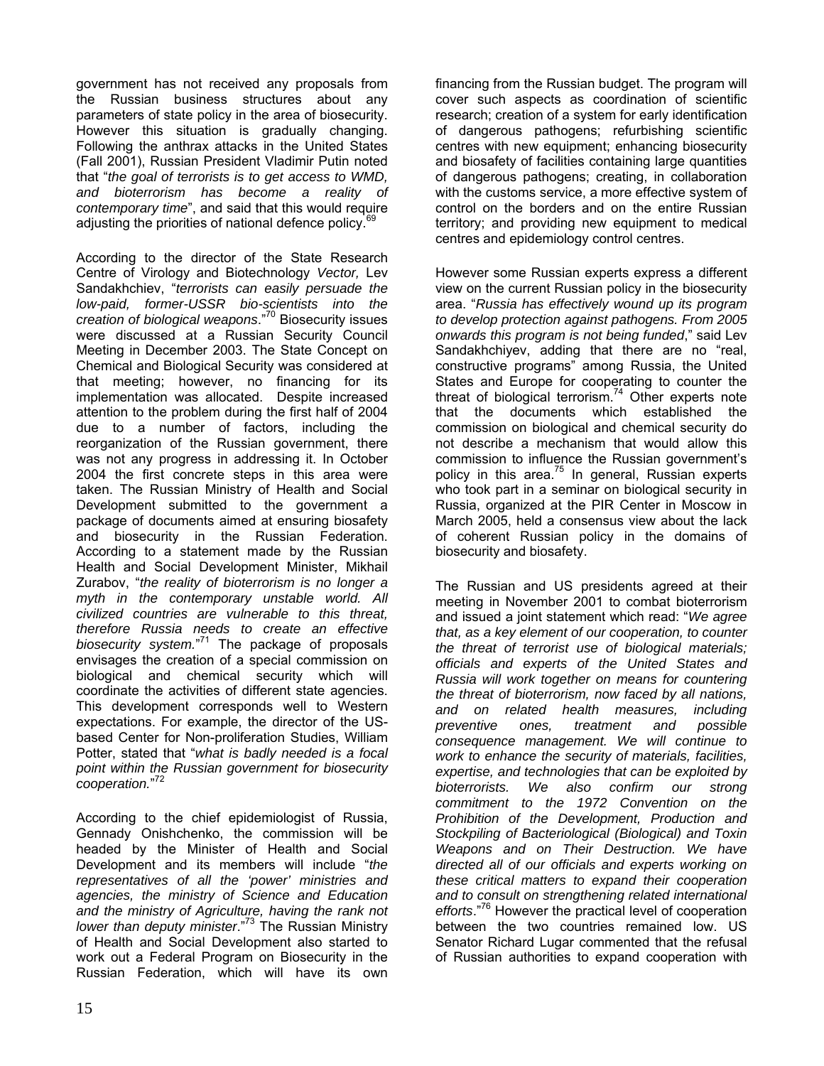government has not received any proposals from the Russian business structures about any parameters of state policy in the area of biosecurity. However this situation is gradually changing. Following the anthrax attacks in the United States (Fall 2001), Russian President Vladimir Putin noted that "*the goal of terrorists is to get access to WMD, and bioterrorism has become a reality of contemporary time*", and said that this would require adjusting the priorities of national defence policy.[69]

According to the director of the State Research Centre of Virology and Biotechnology *Vector,* Lev Sandakhchiev, "*terrorists can easily persuade the low-paid, former-USSR bio-scientists into the creation of biological weapons*."[70] Biosecurity issues were discussed at a Russian Security Council Meeting in December 2003. The State Concept on Chemical and Biological Security was considered at that meeting; however, no financing for its implementation was allocated. Despite increased attention to the problem during the first half of 2004 due to a number of factors, including the reorganization of the Russian government, there was not any progress in addressing it. In October 2004 the first concrete steps in this area were taken. The Russian Ministry of Health and Social Development submitted to the government a package of documents aimed at ensuring biosafety and biosecurity in the Russian Federation. According to a statement made by the Russian Health and Social Development Minister, Mikhail Zurabov, "*the reality of bioterrorism is no longer a myth in the contemporary unstable world. All civilized countries are vulnerable to this threat, therefore Russia needs to create an effective biosecurity system.*"[71] The package of proposals envisages the creation of a special commission on biological and chemical security which will coordinate the activities of different state agencies. This development corresponds well to Western expectations. For example, the director of the US-based Center for Non-proliferation Studies, William Potter, stated that "*what is badly needed is a focal point within the Russian government for biosecurity cooperation.*"[72]

According to the chief epidemiologist of Russia, Gennady Onishchenko, the commission will be headed by the Minister of Health and Social Development and its members will include "*the representatives of all the 'power' ministries and agencies, the ministry of Science and Education and the ministry of Agriculture, having the rank not lower than deputy minister*."[73] The Russian Ministry of Health and Social Development also started to work out a Federal Program on Biosecurity in the Russian Federation, which will have its own financing from the Russian budget. The program will cover such aspects as coordination of scientific research; creation of a system for early identification of dangerous pathogens; refurbishing scientific centres with new equipment; enhancing biosecurity and biosafety of facilities containing large quantities of dangerous pathogens; creating, in collaboration with the customs service, a more effective system of control on the borders and on the entire Russian territory; and providing new equipment to medical centres and epidemiology control centres.

However some Russian experts express a different view on the current Russian policy in the biosecurity area. "*Russia has effectively wound up its program to develop protection against pathogens. From 2005 onwards this program is not being funded*," said Lev Sandakhchiyev, adding that there are no "real, constructive programs" among Russia, the United States and Europe for cooperating to counter the threat of biological terrorism.[74] Other experts note that the documents which established the commission on biological and chemical security do not describe a mechanism that would allow this commission to influence the Russian government's policy in this area.[75] In general, Russian experts who took part in a seminar on biological security in Russia, organized at the PIR Center in Moscow in March 2005, held a consensus view about the lack of coherent Russian policy in the domains of biosecurity and biosafety.

The Russian and US presidents agreed at their meeting in November 2001 to combat bioterrorism and issued a joint statement which read: "*We agree that, as a key element of our cooperation, to counter the threat of terrorist use of biological materials; officials and experts of the United States and Russia will work together on means for countering the threat of bioterrorism, now faced by all nations, and on related health measures, including preventive ones, treatment and possible consequence management. We will continue to work to enhance the security of materials, facilities, expertise, and technologies that can be exploited by bioterrorists. We also confirm our strong commitment to the 1972 Convention on the Prohibition of the Development, Production and Stockpiling of Bacteriological (Biological) and Toxin Weapons and on Their Destruction. We have directed all of our officials and experts working on these critical matters to expand their cooperation and to consult on strengthening related international efforts*."[76] However the practical level of cooperation between the two countries remained low. US Senator Richard Lugar commented that the refusal of Russian authorities to expand cooperation with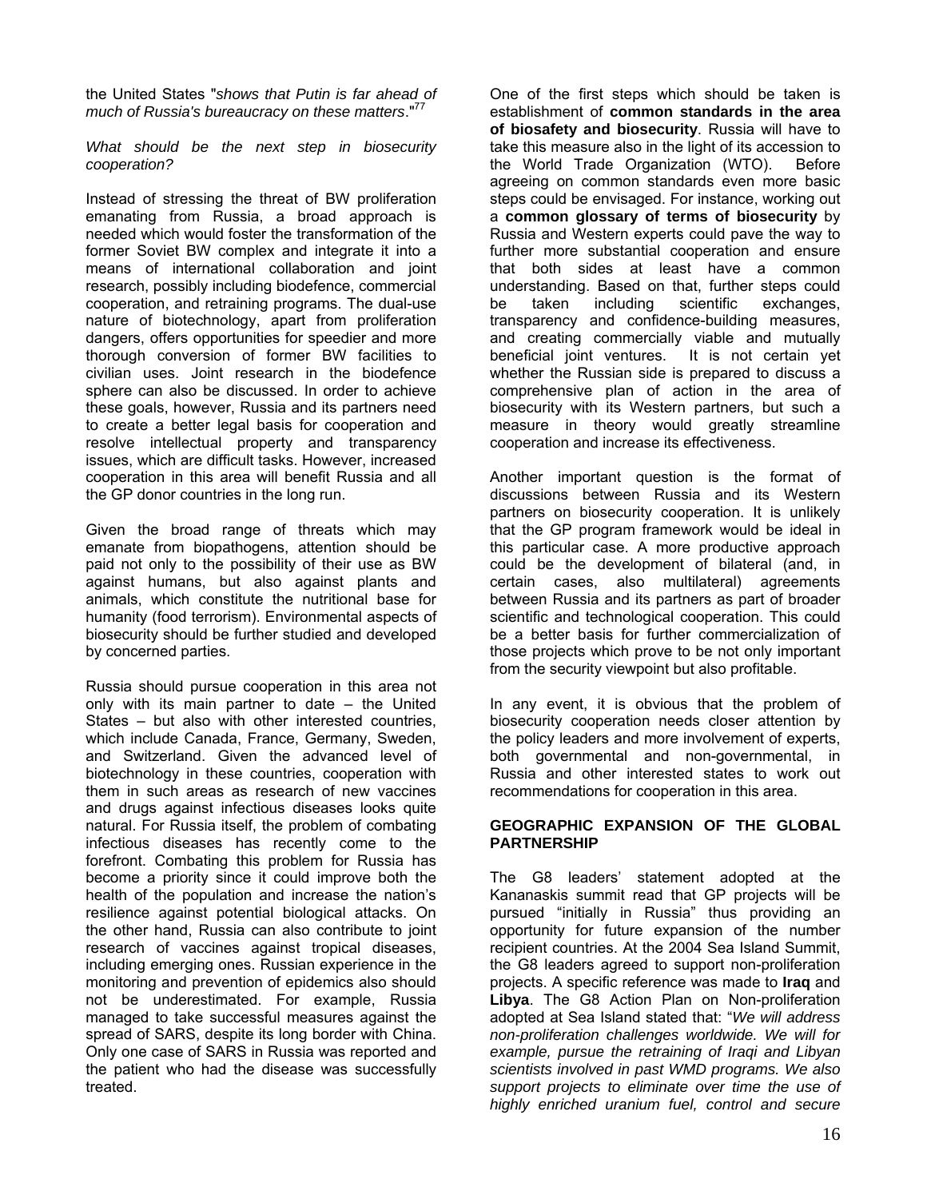the United States "*shows that Putin is far ahead of much of Russia's bureaucracy on these matters*."[77]

*What should be the next step in biosecurity cooperation?*

Instead of stressing the threat of BW proliferation emanating from Russia, a broad approach is needed which would foster the transformation of the former Soviet BW complex and integrate it into a means of international collaboration and joint research, possibly including biodefence, commercial cooperation, and retraining programs. The dual-use nature of biotechnology, apart from proliferation dangers, offers opportunities for speedier and more thorough conversion of former BW facilities to civilian uses. Joint research in the biodefence sphere can also be discussed. In order to achieve these goals, however, Russia and its partners need to create a better legal basis for cooperation and resolve intellectual property and transparency issues, which are difficult tasks. However, increased cooperation in this area will benefit Russia and all the GP donor countries in the long run.

Given the broad range of threats which may emanate from biopathogens, attention should be paid not only to the possibility of their use as BW against humans, but also against plants and animals, which constitute the nutritional base for humanity (food terrorism). Environmental aspects of biosecurity should be further studied and developed by concerned parties.

Russia should pursue cooperation in this area not only with its main partner to date – the United States – but also with other interested countries, which include Canada, France, Germany, Sweden, and Switzerland. Given the advanced level of biotechnology in these countries, cooperation with them in such areas as research of new vaccines and drugs against infectious diseases looks quite natural. For Russia itself, the problem of combating infectious diseases has recently come to the forefront. Combating this problem for Russia has become a priority since it could improve both the health of the population and increase the nation's resilience against potential biological attacks. On the other hand, Russia can also contribute to joint research of vaccines against tropical diseases, including emerging ones. Russian experience in the monitoring and prevention of epidemics also should not be underestimated. For example, Russia managed to take successful measures against the spread of SARS, despite its long border with China. Only one case of SARS in Russia was reported and the patient who had the disease was successfully treated.

One of the first steps which should be taken is establishment of **common standards in the area of biosafety and biosecurity**. Russia will have to take this measure also in the light of its accession to the World Trade Organization (WTO). Before agreeing on common standards even more basic steps could be envisaged. For instance, working out a **common glossary of terms of biosecurity** by Russia and Western experts could pave the way to further more substantial cooperation and ensure that both sides at least have a common understanding. Based on that, further steps could be taken including scientific exchanges, transparency and confidence-building measures, and creating commercially viable and mutually beneficial joint ventures. It is not certain yet whether the Russian side is prepared to discuss a comprehensive plan of action in the area of biosecurity with its Western partners, but such a measure in theory would greatly streamline cooperation and increase its effectiveness.

Another important question is the format of discussions between Russia and its Western partners on biosecurity cooperation. It is unlikely that the GP program framework would be ideal in this particular case. A more productive approach could be the development of bilateral (and, in certain cases, also multilateral) agreements between Russia and its partners as part of broader scientific and technological cooperation. This could be a better basis for further commercialization of those projects which prove to be not only important from the security viewpoint but also profitable.

In any event, it is obvious that the problem of biosecurity cooperation needs closer attention by the policy leaders and more involvement of experts, both governmental and non-governmental, in Russia and other interested states to work out recommendations for cooperation in this area.

## GEOGRAPHIC EXPANSION OF THE GLOBAL PARTNERSHIP

The G8 leaders' statement adopted at the Kananaskis summit read that GP projects will be pursued "initially in Russia" thus providing an opportunity for future expansion of the number recipient countries. At the 2004 Sea Island Summit, the G8 leaders agreed to support non-proliferation projects. A specific reference was made to **Iraq** and **Libya**. The G8 Action Plan on Non-proliferation adopted at Sea Island stated that: "*We will address non-proliferation challenges worldwide. We will for example, pursue the retraining of Iraqi and Libyan scientists involved in past WMD programs. We also support projects to eliminate over time the use of highly enriched uranium fuel, control and secure*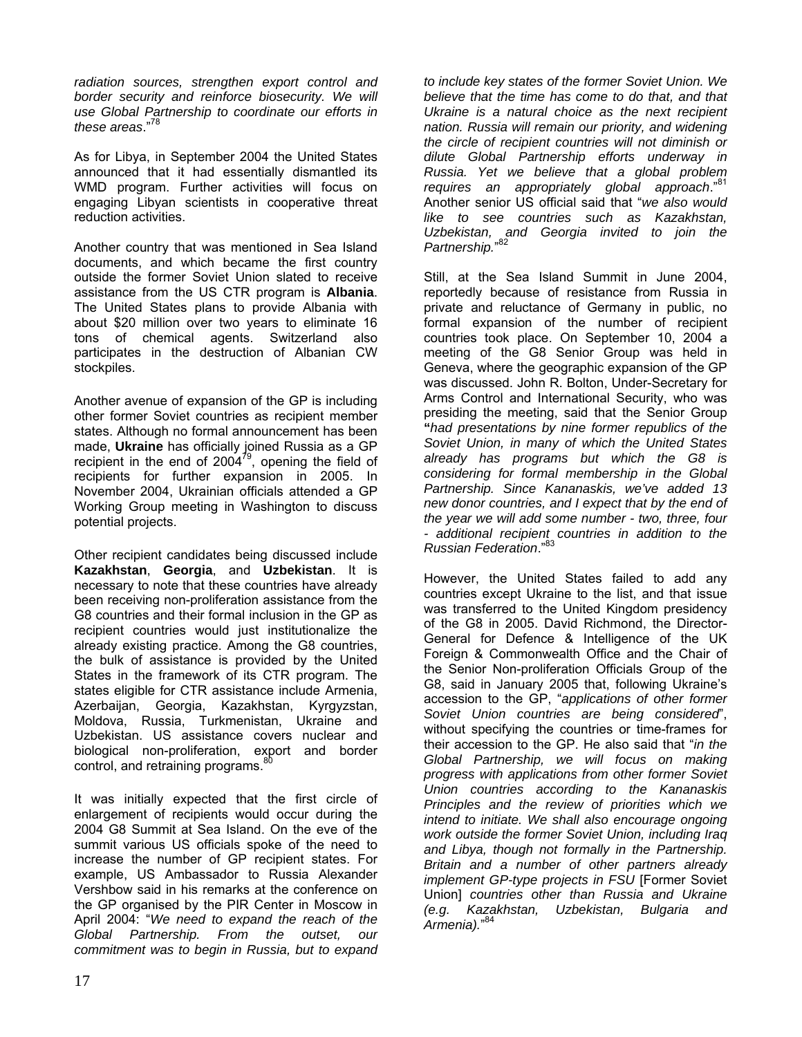*radiation sources, strengthen export control and border security and reinforce biosecurity. We will use Global Partnership to coordinate our efforts in these areas*."[78]

As for Libya, in September 2004 the United States announced that it had essentially dismantled its WMD program. Further activities will focus on engaging Libyan scientists in cooperative threat reduction activities.

Another country that was mentioned in Sea Island documents, and which became the first country outside the former Soviet Union slated to receive assistance from the US CTR program is **Albania**. The United States plans to provide Albania with about $20 million over two years to eliminate 16 tons of chemical agents. Switzerland also participates in the destruction of Albanian CW stockpiles.

Another avenue of expansion of the GP is including other former Soviet countries as recipient member states. Although no formal announcement has been made, **Ukraine** has officially joined Russia as a GP recipient in the end of 2004[79], opening the field of recipients for further expansion in 2005. In November 2004, Ukrainian officials attended a GP Working Group meeting in Washington to discuss potential projects.

Other recipient candidates being discussed include **Kazakhstan**, **Georgia**, and **Uzbekistan**. It is necessary to note that these countries have already been receiving non-proliferation assistance from the G8 countries and their formal inclusion in the GP as recipient countries would just institutionalize the already existing practice. Among the G8 countries, the bulk of assistance is provided by the United States in the framework of its CTR program. The states eligible for CTR assistance include Armenia, Azerbaijan, Georgia, Kazakhstan, Kyrgyzstan, Moldova, Russia, Turkmenistan, Ukraine and Uzbekistan. US assistance covers nuclear and biological non-proliferation, export and border control, and retraining programs.[80]

It was initially expected that the first circle of enlargement of recipients would occur during the 2004 G8 Summit at Sea Island. On the eve of the summit various US officials spoke of the need to increase the number of GP recipient states. For example, US Ambassador to Russia Alexander Vershbow said in his remarks at the conference on the GP organised by the PIR Center in Moscow in April 2004: "*We need to expand the reach of the Global Partnership. From the outset, our commitment was to begin in Russia, but to expand to include key states of the former Soviet Union. We believe that the time has come to do that, and that Ukraine is a natural choice as the next recipient nation. Russia will remain our priority, and widening the circle of recipient countries will not diminish or dilute Global Partnership efforts underway in Russia. Yet we believe that a global problem requires an appropriately global approach*."[81] Another senior US official said that "*we also would like to see countries such as Kazakhstan, Uzbekistan, and Georgia invited to join the Partnership.*"[82]

Still, at the Sea Island Summit in June 2004, reportedly because of resistance from Russia in private and reluctance of Germany in public, no formal expansion of the number of recipient countries took place. On September 10, 2004 a meeting of the G8 Senior Group was held in Geneva, where the geographic expansion of the GP was discussed. John R. Bolton, Under-Secretary for Arms Control and International Security, who was presiding the meeting, said that the Senior Group **"***had presentations by nine former republics of the Soviet Union, in many of which the United States already has programs but which the G8 is considering for formal membership in the Global Partnership. Since Kananaskis, we've added 13 new donor countries, and I expect that by the end of the year we will add some number - two, three, four - additional recipient countries in addition to the Russian Federation*."[83]

However, the United States failed to add any countries except Ukraine to the list, and that issue was transferred to the United Kingdom presidency of the G8 in 2005. David Richmond, the Director-General for Defence & Intelligence of the UK Foreign & Commonwealth Office and the Chair of the Senior Non-proliferation Officials Group of the G8, said in January 2005 that, following Ukraine's accession to the GP, "*applications of other former Soviet Union countries are being considered*", without specifying the countries or time-frames for their accession to the GP. He also said that "*in the Global Partnership, we will focus on making progress with applications from other former Soviet Union countries according to the Kananaskis Principles and the review of priorities which we intend to initiate. We shall also encourage ongoing work outside the former Soviet Union, including Iraq and Libya, though not formally in the Partnership. Britain and a number of other partners already implement GP-type projects in FSU* [Former Soviet Union] *countries other than Russia and Ukraine (e.g. Kazakhstan, Uzbekistan, Bulgaria and Armenia).*"[84]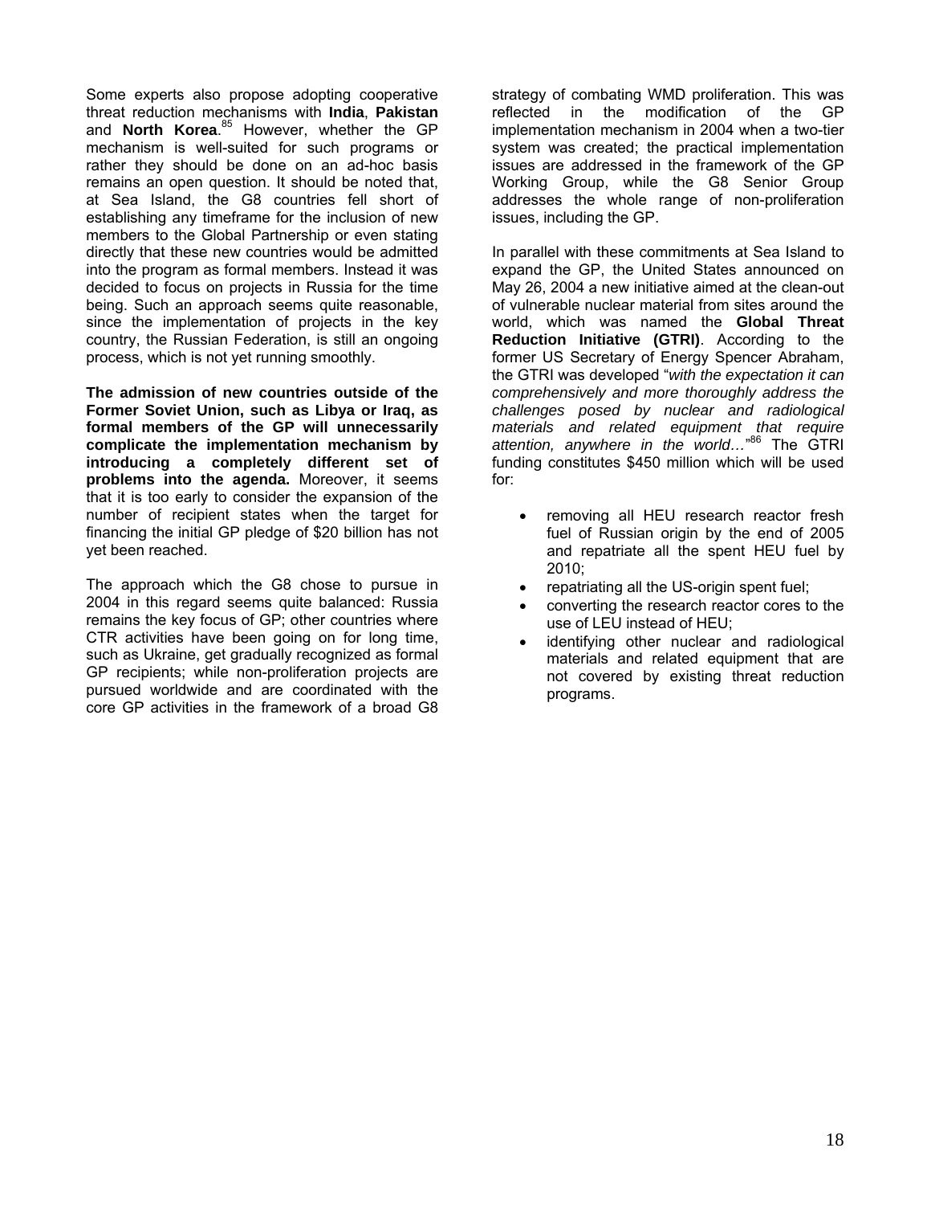Some experts also propose adopting cooperative threat reduction mechanisms with **India**, **Pakistan** and **North Korea**.[85] However, whether the GP mechanism is well-suited for such programs or rather they should be done on an ad-hoc basis remains an open question. It should be noted that, at Sea Island, the G8 countries fell short of establishing any timeframe for the inclusion of new members to the Global Partnership or even stating directly that these new countries would be admitted into the program as formal members. Instead it was decided to focus on projects in Russia for the time being. Such an approach seems quite reasonable, since the implementation of projects in the key country, the Russian Federation, is still an ongoing process, which is not yet running smoothly.

**The admission of new countries outside of the Former Soviet Union, such as Libya or Iraq, as formal members of the GP will unnecessarily complicate the implementation mechanism by introducing a completely different set of problems into the agenda.** Moreover, it seems that it is too early to consider the expansion of the number of recipient states when the target for financing the initial GP pledge of $20 billion has not yet been reached.

The approach which the G8 chose to pursue in 2004 in this regard seems quite balanced: Russia remains the key focus of GP; other countries where CTR activities have been going on for long time, such as Ukraine, get gradually recognized as formal GP recipients; while non-proliferation projects are pursued worldwide and are coordinated with the core GP activities in the framework of a broad G8 strategy of combating WMD proliferation. This was reflected in the modification of the GP implementation mechanism in 2004 when a two-tier system was created; the practical implementation issues are addressed in the framework of the GP Working Group, while the G8 Senior Group addresses the whole range of non-proliferation issues, including the GP.

In parallel with these commitments at Sea Island to expand the GP, the United States announced on May 26, 2004 a new initiative aimed at the clean-out of vulnerable nuclear material from sites around the world, which was named the **Global Threat Reduction Initiative (GTRI)**. According to the former US Secretary of Energy Spencer Abraham, the GTRI was developed "*with the expectation it can comprehensively and more thoroughly address the challenges posed by nuclear and radiological materials and related equipment that require attention, anywhere in the world…*"[86] The GTRI funding constitutes $450 million which will be used for:

- removing all HEU research reactor fresh fuel of Russian origin by the end of 2005 and repatriate all the spent HEU fuel by 2010;
- repatriating all the US-origin spent fuel;
- converting the research reactor cores to the use of LEU instead of HEU;
- identifying other nuclear and radiological materials and related equipment that are not covered by existing threat reduction programs.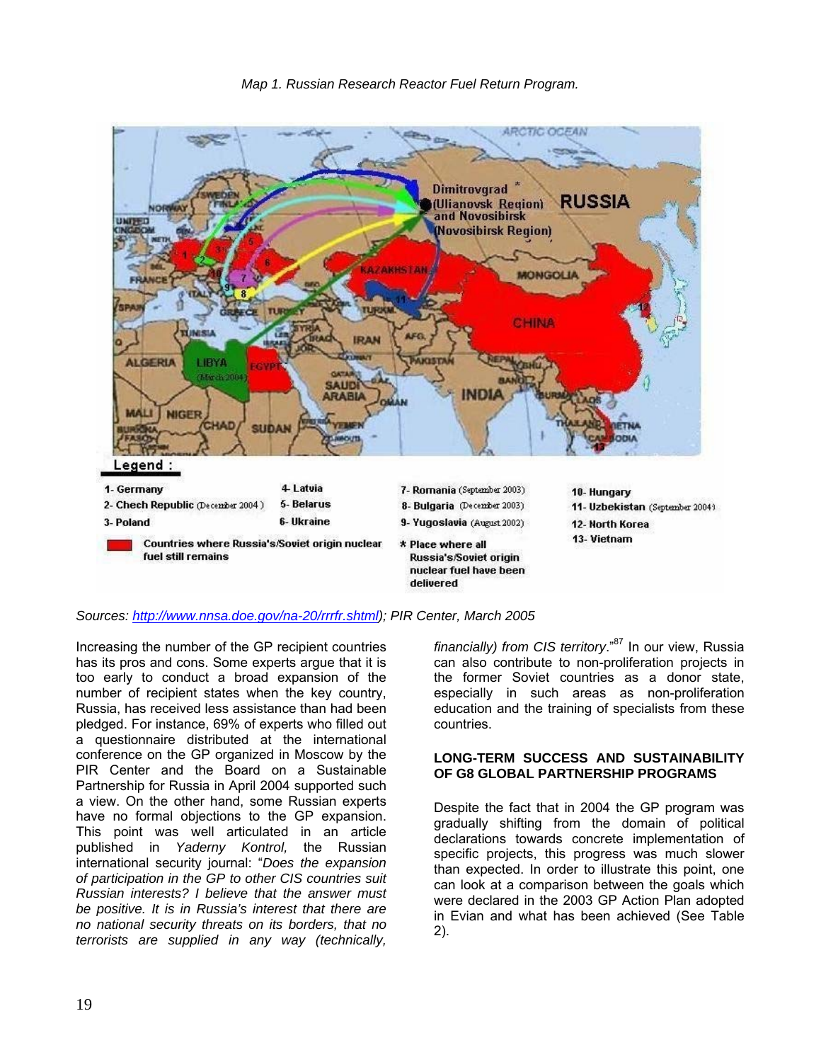*Map 1. Russian Research Reactor Fuel Return Program.*

Legend :

1- Germany
2- Chech Republic (December 2004)
3- Poland
4- Latvia
5- Belarus
6- Ukraine
7- Romania (September 2003)
8- Bulgaria (December 2003)
9- Yugoslavia (August 2002)
10- Hungary
11- Uzbekistan (September 2004)
12- North Korea
13- Vietnam

Countries where Russia's/Soviet origin nuclear fuel still remains

* Place where all Russia's/Soviet origin nuclear fuel have been delivered

*Sources: http://www.nnsa.doe.gov/na-20/rrrfr.shtml); PIR Center, March 2005*

Increasing the number of the GP recipient countries has its pros and cons. Some experts argue that it is too early to conduct a broad expansion of the number of recipient states when the key country, Russia, has received less assistance than had been pledged. For instance, 69% of experts who filled out a questionnaire distributed at the international conference on the GP organized in Moscow by the PIR Center and the Board on a Sustainable Partnership for Russia in April 2004 supported such a view. On the other hand, some Russian experts have no formal objections to the GP expansion. This point was well articulated in an article published in *Yaderny Kontrol,* the Russian international security journal: "*Does the expansion of participation in the GP to other CIS countries suit Russian interests? I believe that the answer must be positive. It is in Russia's interest that there are no national security threats on its borders, that no terrorists are supplied in any way (technically, financially) from CIS territory*."[87] In our view, Russia can also contribute to non-proliferation projects in the former Soviet countries as a donor state, especially in such areas as non-proliferation education and the training of specialists from these countries.

## LONG-TERM SUCCESS AND SUSTAINABILITY OF G8 GLOBAL PARTNERSHIP PROGRAMS

Despite the fact that in 2004 the GP program was gradually shifting from the domain of political declarations towards concrete implementation of specific projects, this progress was much slower than expected. In order to illustrate this point, one can look at a comparison between the goals which were declared in the 2003 GP Action Plan adopted in Evian and what has been achieved (See Table 2).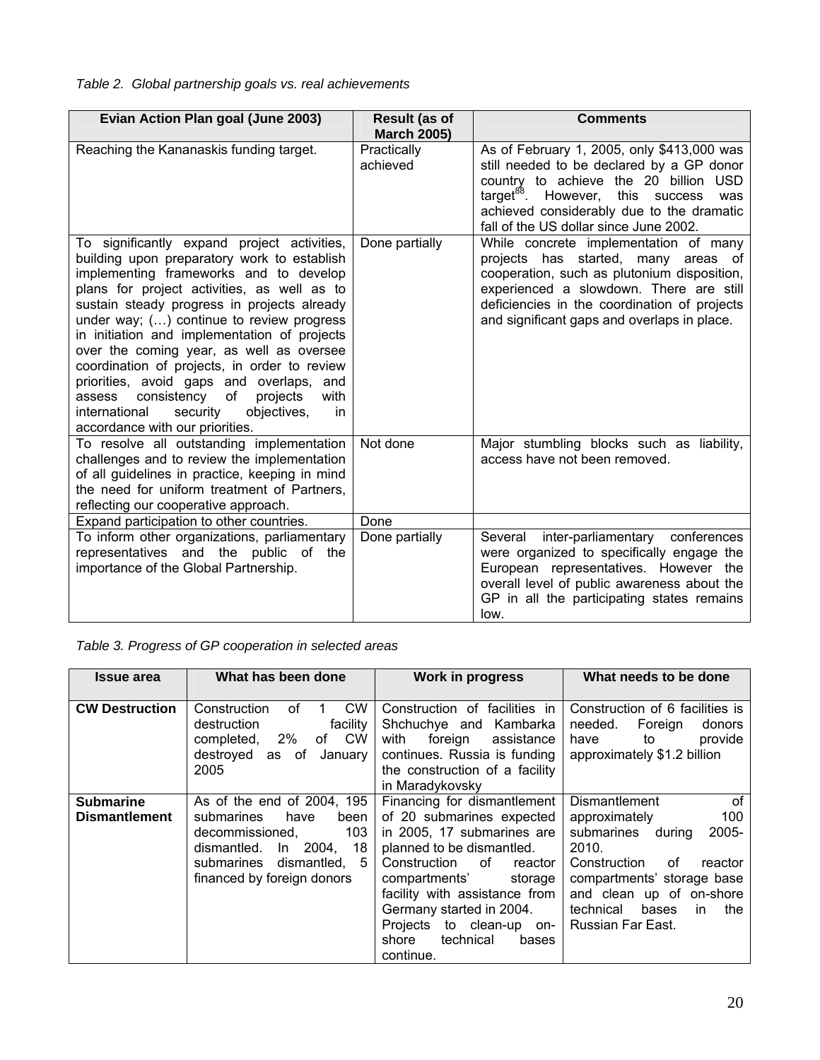*Table 2. Global partnership goals vs. real achievements*

| Evian Action Plan goal (June 2003) | Result (as of March 2005) | Comments |
|---|---|---|
| Reaching the Kananaskis funding target. | Practically achieved | As of February 1, 2005, only $413,000 was still needed to be declared by a GP donor country to achieve the 20 billion USD target[88]. However, this success was achieved considerably due to the dramatic fall of the US dollar since June 2002. |
| To significantly expand project activities, building upon preparatory work to establish implementing frameworks and to develop plans for project activities, as well as to sustain steady progress in projects already under way; (…) continue to review progress in initiation and implementation of projects over the coming year, as well as oversee coordination of projects, in order to review priorities, avoid gaps and overlaps, and assess consistency of projects with international security objectives, in accordance with our priorities. | Done partially | While concrete implementation of many projects has started, many areas of cooperation, such as plutonium disposition, experienced a slowdown. There are still deficiencies in the coordination of projects and significant gaps and overlaps in place. |
| To resolve all outstanding implementation challenges and to review the implementation of all guidelines in practice, keeping in mind the need for uniform treatment of Partners, reflecting our cooperative approach. | Not done | Major stumbling blocks such as liability, access have not been removed. |
| Expand participation to other countries. | Done | |
| To inform other organizations, parliamentary representatives and the public of the importance of the Global Partnership. | Done partially | Several inter-parliamentary conferences were organized to specifically engage the European representatives. However the overall level of public awareness about the GP in all the participating states remains low. |

*Table 3. Progress of GP cooperation in selected areas*

| Issue area | What has been done | Work in progress | What needs to be done |
|---|---|---|---|
| **CW Destruction** | Construction of 1 CW destruction facility completed, 2% of CW destroyed as of January 2005 | Construction of facilities in Shchuchye and Kambarka with foreign assistance continues. Russia is funding the construction of a facility in Maradykovsky | Construction of 6 facilities is needed. Foreign donors have to provide approximately $1.2 billion |
| **Submarine Dismantlement** | As of the end of 2004, 195 submarines have been decommissioned, 103 dismantled. In 2004, 18 submarines dismantled, 5 financed by foreign donors | Financing for dismantlement of 20 submarines expected in 2005, 17 submarines are planned to be dismantled. Construction of reactor compartments' storage facility with assistance from Germany started in 2004. Projects to clean-up on-shore technical bases continue. | Dismantlement of approximately 100 submarines during 2005-2010. Construction of reactor compartments' storage base and clean up of on-shore technical bases in the Russian Far East. |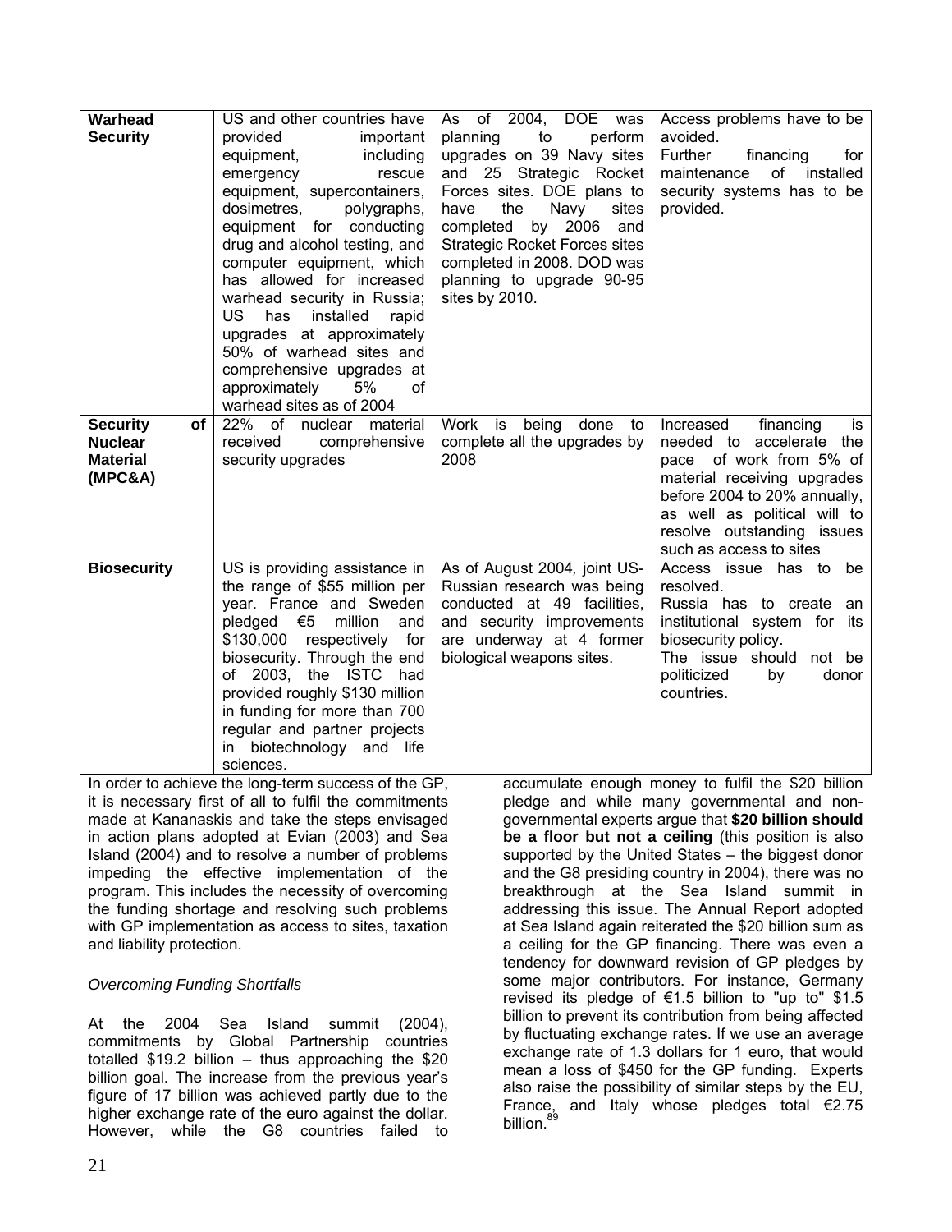| | | | |
|---|---|---|---|
| **Warhead Security** | US and other countries have provided important equipment, including emergency rescue equipment, supercontainers, dosimetres, polygraphs, equipment for conducting drug and alcohol testing, and computer equipment, which has allowed for increased warhead security in Russia; US has installed rapid upgrades at approximately 50% of warhead sites and comprehensive upgrades at approximately 5% of warhead sites as of 2004 | As of 2004, DOE was planning to perform upgrades on 39 Navy sites and 25 Strategic Rocket Forces sites. DOE plans to have the Navy sites completed by 2006 and Strategic Rocket Forces sites completed in 2008. DOD was planning to upgrade 90-95 sites by 2010. | Access problems have to be avoided.<br>Further financing for maintenance of installed security systems has to be provided. |
| **Security of Nuclear Material (MPC&A)** | 22% of nuclear material received comprehensive security upgrades | Work is being done to complete all the upgrades by 2008 | Increased financing is needed to accelerate the pace of work from 5% of material receiving upgrades before 2004 to 20% annually, as well as political will to resolve outstanding issues such as access to sites |
| **Biosecurity** | US is providing assistance in the range of $55 million per year. France and Sweden pledged €5 million and $130,000 respectively for biosecurity. Through the end of 2003, the ISTC had provided roughly $130 million in funding for more than 700 regular and partner projects in biotechnology and life sciences. | As of August 2004, joint US-Russian research was being conducted at 49 facilities, and security improvements are underway at 4 former biological weapons sites. | Access issue has to be resolved.<br>Russia has to create an institutional system for its biosecurity policy.<br>The issue should not be politicized by donor countries. |

In order to achieve the long-term success of the GP, it is necessary first of all to fulfil the commitments made at Kananaskis and take the steps envisaged in action plans adopted at Evian (2003) and Sea Island (2004) and to resolve a number of problems impeding the effective implementation of the program. This includes the necessity of overcoming the funding shortage and resolving such problems with GP implementation as access to sites, taxation and liability protection.

*Overcoming Funding Shortfalls*

At the 2004 Sea Island summit (2004), commitments by Global Partnership countries totalled $19.2 billion – thus approaching the $20 billion goal. The increase from the previous year's figure of 17 billion was achieved partly due to the higher exchange rate of the euro against the dollar. However, while the G8 countries failed to accumulate enough money to fulfil the $20 billion pledge and while many governmental and non-governmental experts argue that **$20 billion should be a floor but not a ceiling** (this position is also supported by the United States – the biggest donor and the G8 presiding country in 2004), there was no breakthrough at the Sea Island summit in addressing this issue. The Annual Report adopted at Sea Island again reiterated the $20 billion sum as a ceiling for the GP financing. There was even a tendency for downward revision of GP pledges by some major contributors. For instance, Germany revised its pledge of €1.5 billion to "up to" $1.5 billion to prevent its contribution from being affected by fluctuating exchange rates. If we use an average exchange rate of 1.3 dollars for 1 euro, that would mean a loss of $450 for the GP funding. Experts also raise the possibility of similar steps by the EU, France, and Italy whose pledges total €2.75 billion.[89]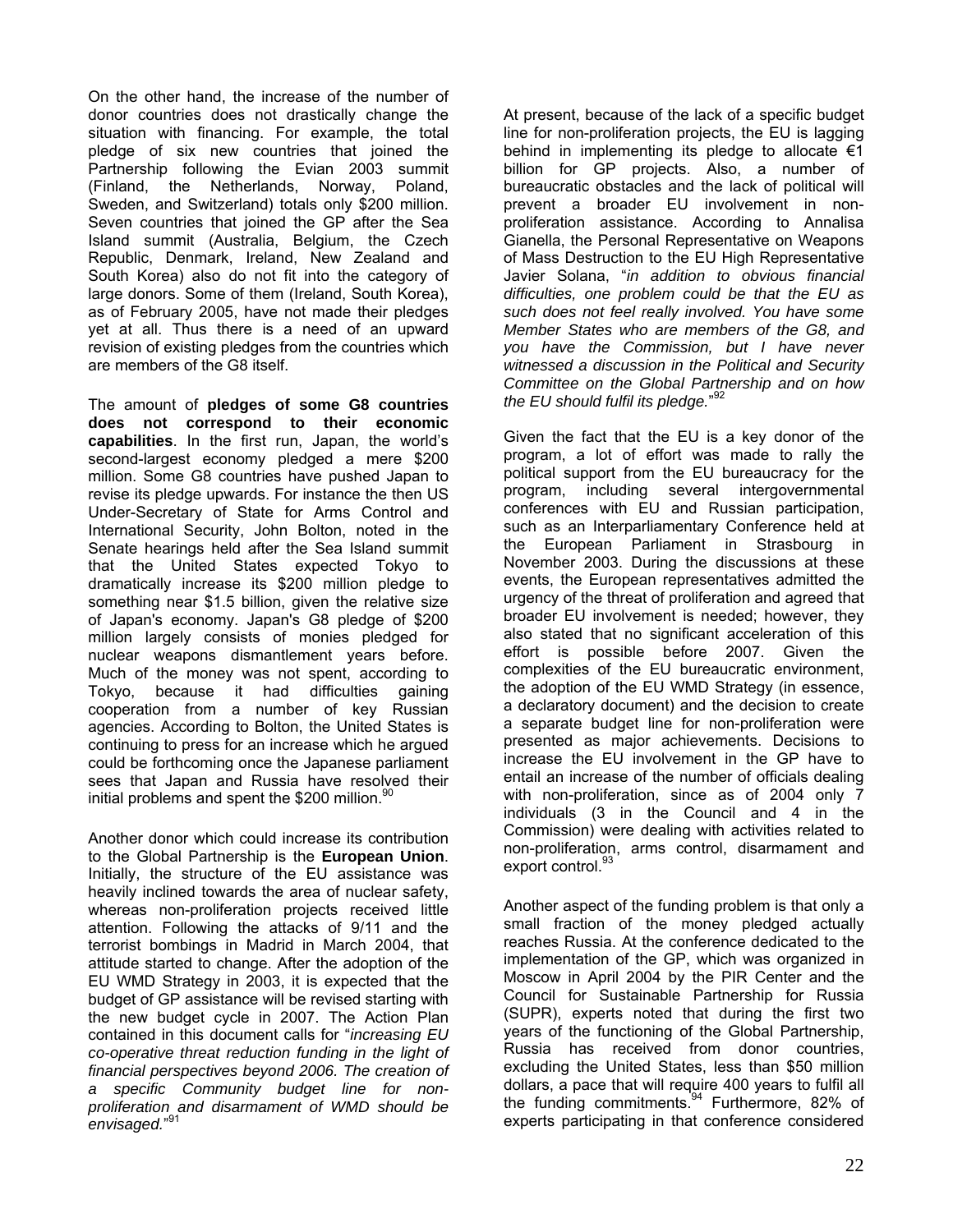On the other hand, the increase of the number of donor countries does not drastically change the situation with financing. For example, the total pledge of six new countries that joined the Partnership following the Evian 2003 summit (Finland, the Netherlands, Norway, Poland, Sweden, and Switzerland) totals only $200 million. Seven countries that joined the GP after the Sea Island summit (Australia, Belgium, the Czech Republic, Denmark, Ireland, New Zealand and South Korea) also do not fit into the category of large donors. Some of them (Ireland, South Korea), as of February 2005, have not made their pledges yet at all. Thus there is a need of an upward revision of existing pledges from the countries which are members of the G8 itself.

The amount of **pledges of some G8 countries does not correspond to their economic capabilities**. In the first run, Japan, the world's second-largest economy pledged a mere $200 million. Some G8 countries have pushed Japan to revise its pledge upwards. For instance the then US Under-Secretary of State for Arms Control and International Security, John Bolton, noted in the Senate hearings held after the Sea Island summit that the United States expected Tokyo to dramatically increase its $200 million pledge to something near $1.5 billion, given the relative size of Japan's economy. Japan's G8 pledge of $200 million largely consists of monies pledged for nuclear weapons dismantlement years before. Much of the money was not spent, according to Tokyo, because it had difficulties gaining cooperation from a number of key Russian agencies. According to Bolton, the United States is continuing to press for an increase which he argued could be forthcoming once the Japanese parliament sees that Japan and Russia have resolved their initial problems and spent the $200 million.[90]

Another donor which could increase its contribution to the Global Partnership is the **European Union**. Initially, the structure of the EU assistance was heavily inclined towards the area of nuclear safety, whereas non-proliferation projects received little attention. Following the attacks of 9/11 and the terrorist bombings in Madrid in March 2004, that attitude started to change. After the adoption of the EU WMD Strategy in 2003, it is expected that the budget of GP assistance will be revised starting with the new budget cycle in 2007. The Action Plan contained in this document calls for "*increasing EU co-operative threat reduction funding in the light of financial perspectives beyond 2006. The creation of a specific Community budget line for non-proliferation and disarmament of WMD should be envisaged.*"[91]

At present, because of the lack of a specific budget line for non-proliferation projects, the EU is lagging behind in implementing its pledge to allocate €1 billion for GP projects. Also, a number of bureaucratic obstacles and the lack of political will prevent a broader EU involvement in non-proliferation assistance. According to Annalisa Gianella, the Personal Representative on Weapons of Mass Destruction to the EU High Representative Javier Solana, "*in addition to obvious financial difficulties, one problem could be that the EU as such does not feel really involved. You have some Member States who are members of the G8, and you have the Commission, but I have never witnessed a discussion in the Political and Security Committee on the Global Partnership and on how the EU should fulfil its pledge.*"[92]

Given the fact that the EU is a key donor of the program, a lot of effort was made to rally the political support from the EU bureaucracy for the program, including several intergovernmental conferences with EU and Russian participation, such as an Interparliamentary Conference held at the European Parliament in Strasbourg in November 2003. During the discussions at these events, the European representatives admitted the urgency of the threat of proliferation and agreed that broader EU involvement is needed; however, they also stated that no significant acceleration of this effort is possible before 2007. Given the complexities of the EU bureaucratic environment, the adoption of the EU WMD Strategy (in essence, a declaratory document) and the decision to create a separate budget line for non-proliferation were presented as major achievements. Decisions to increase the EU involvement in the GP have to entail an increase of the number of officials dealing with non-proliferation, since as of 2004 only 7 individuals (3 in the Council and 4 in the Commission) were dealing with activities related to non-proliferation, arms control, disarmament and export control.[93]

Another aspect of the funding problem is that only a small fraction of the money pledged actually reaches Russia. At the conference dedicated to the implementation of the GP, which was organized in Moscow in April 2004 by the PIR Center and the Council for Sustainable Partnership for Russia (SUPR), experts noted that during the first two years of the functioning of the Global Partnership, Russia has received from donor countries, excluding the United States, less than $50 million dollars, a pace that will require 400 years to fulfil all the funding commitments.[94] Furthermore, 82% of experts participating in that conference considered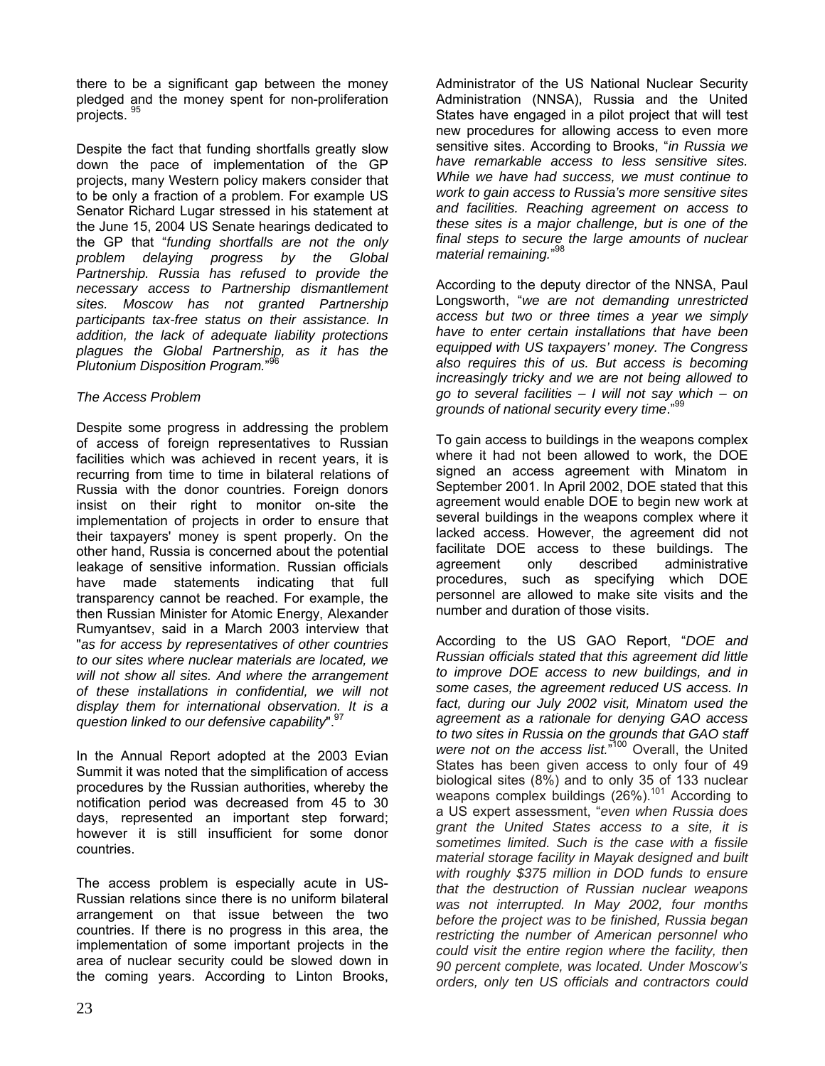there to be a significant gap between the money pledged and the money spent for non-proliferation projects. [95]

Despite the fact that funding shortfalls greatly slow down the pace of implementation of the GP projects, many Western policy makers consider that to be only a fraction of a problem. For example US Senator Richard Lugar stressed in his statement at the June 15, 2004 US Senate hearings dedicated to the GP that "*funding shortfalls are not the only problem delaying progress by the Global Partnership. Russia has refused to provide the necessary access to Partnership dismantlement sites. Moscow has not granted Partnership participants tax-free status on their assistance. In addition, the lack of adequate liability protections plagues the Global Partnership, as it has the Plutonium Disposition Program.*"[96]

*The Access Problem*

Despite some progress in addressing the problem of access of foreign representatives to Russian facilities which was achieved in recent years, it is recurring from time to time in bilateral relations of Russia with the donor countries. Foreign donors insist on their right to monitor on-site the implementation of projects in order to ensure that their taxpayers' money is spent properly. On the other hand, Russia is concerned about the potential leakage of sensitive information. Russian officials have made statements indicating that full transparency cannot be reached. For example, the then Russian Minister for Atomic Energy, Alexander Rumyantsev, said in a March 2003 interview that "*as for access by representatives of other countries to our sites where nuclear materials are located, we will not show all sites. And where the arrangement of these installations in confidential, we will not display them for international observation. It is a question linked to our defensive capability*".[97]

In the Annual Report adopted at the 2003 Evian Summit it was noted that the simplification of access procedures by the Russian authorities, whereby the notification period was decreased from 45 to 30 days, represented an important step forward; however it is still insufficient for some donor countries.

The access problem is especially acute in US-Russian relations since there is no uniform bilateral arrangement on that issue between the two countries. If there is no progress in this area, the implementation of some important projects in the area of nuclear security could be slowed down in the coming years. According to Linton Brooks, Administrator of the US National Nuclear Security Administration (NNSA), Russia and the United States have engaged in a pilot project that will test new procedures for allowing access to even more sensitive sites. According to Brooks, "*in Russia we have remarkable access to less sensitive sites. While we have had success, we must continue to work to gain access to Russia's more sensitive sites and facilities. Reaching agreement on access to these sites is a major challenge, but is one of the final steps to secure the large amounts of nuclear material remaining.*"[98]

According to the deputy director of the NNSA, Paul Longsworth, "*we are not demanding unrestricted access but two or three times a year we simply have to enter certain installations that have been equipped with US taxpayers' money. The Congress also requires this of us. But access is becoming increasingly tricky and we are not being allowed to go to several facilities – I will not say which – on grounds of national security every time*."[99]

To gain access to buildings in the weapons complex where it had not been allowed to work, the DOE signed an access agreement with Minatom in September 2001. In April 2002, DOE stated that this agreement would enable DOE to begin new work at several buildings in the weapons complex where it lacked access. However, the agreement did not facilitate DOE access to these buildings. The agreement only described administrative procedures, such as specifying which DOE personnel are allowed to make site visits and the number and duration of those visits.

According to the US GAO Report, "*DOE and Russian officials stated that this agreement did little to improve DOE access to new buildings, and in some cases, the agreement reduced US access. In fact, during our July 2002 visit, Minatom used the agreement as a rationale for denying GAO access to two sites in Russia on the grounds that GAO staff were not on the access list.*"[100] Overall, the United States has been given access to only four of 49 biological sites (8%) and to only 35 of 133 nuclear weapons complex buildings (26%).[101] According to a US expert assessment, "*even when Russia does grant the United States access to a site, it is sometimes limited. Such is the case with a fissile material storage facility in Mayak designed and built with roughly $375 million in DOD funds to ensure that the destruction of Russian nuclear weapons was not interrupted. In May 2002, four months before the project was to be finished, Russia began restricting the number of American personnel who could visit the entire region where the facility, then 90 percent complete, was located. Under Moscow's orders, only ten US officials and contractors could*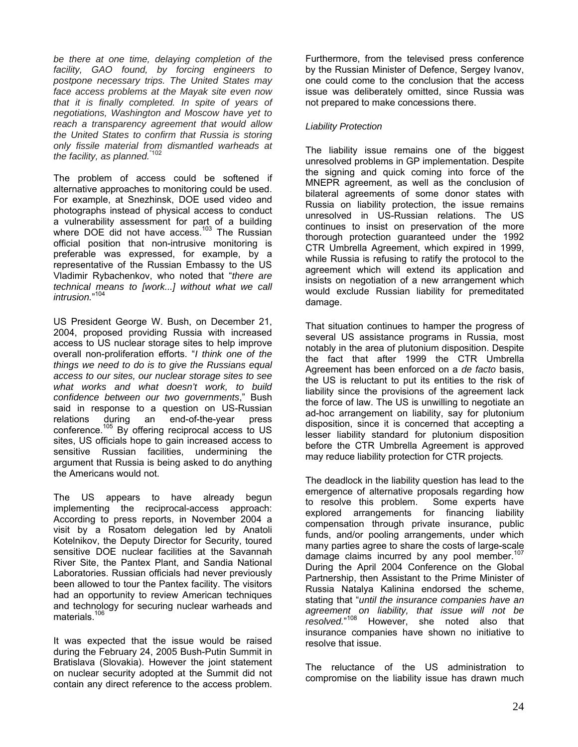*be there at one time, delaying completion of the facility, GAO found, by forcing engineers to postpone necessary trips. The United States may face access problems at the Mayak site even now that it is finally completed. In spite of years of negotiations, Washington and Moscow have yet to reach a transparency agreement that would allow the United States to confirm that Russia is storing only fissile material from dismantled warheads at the facility, as planned.*"[102]

The problem of access could be softened if alternative approaches to monitoring could be used. For example, at Snezhinsk, DOE used video and photographs instead of physical access to conduct a vulnerability assessment for part of a building where DOE did not have access.[103] The Russian official position that non-intrusive monitoring is preferable was expressed, for example, by a representative of the Russian Embassy to the US Vladimir Rybachenkov, who noted that "*there are technical means to [work...] without what we call intrusion.*"[104]

US President George W. Bush, on December 21, 2004, proposed providing Russia with increased access to US nuclear storage sites to help improve overall non-proliferation efforts. "*I think one of the things we need to do is to give the Russians equal access to our sites, our nuclear storage sites to see what works and what doesn't work, to build confidence between our two governments*," Bush said in response to a question on US-Russian relations during an end-of-the-year press conference.[105] By offering reciprocal access to US sites, US officials hope to gain increased access to sensitive Russian facilities, undermining the argument that Russia is being asked to do anything the Americans would not.

The US appears to have already begun implementing the reciprocal-access approach: According to press reports, in November 2004 a visit by a Rosatom delegation led by Anatoli Kotelnikov, the Deputy Director for Security, toured sensitive DOE nuclear facilities at the Savannah River Site, the Pantex Plant, and Sandia National Laboratories. Russian officials had never previously been allowed to tour the Pantex facility. The visitors had an opportunity to review American techniques and technology for securing nuclear warheads and materials.[106]

It was expected that the issue would be raised during the February 24, 2005 Bush-Putin Summit in Bratislava (Slovakia). However the joint statement on nuclear security adopted at the Summit did not contain any direct reference to the access problem. Furthermore, from the televised press conference by the Russian Minister of Defence, Sergey Ivanov, one could come to the conclusion that the access issue was deliberately omitted, since Russia was not prepared to make concessions there.

*Liability Protection*

The liability issue remains one of the biggest unresolved problems in GP implementation. Despite the signing and quick coming into force of the MNEPR agreement, as well as the conclusion of bilateral agreements of some donor states with Russia on liability protection, the issue remains unresolved in US-Russian relations. The US continues to insist on preservation of the more thorough protection guaranteed under the 1992 CTR Umbrella Agreement, which expired in 1999, while Russia is refusing to ratify the protocol to the agreement which will extend its application and insists on negotiation of a new arrangement which would exclude Russian liability for premeditated damage.

That situation continues to hamper the progress of several US assistance programs in Russia, most notably in the area of plutonium disposition. Despite the fact that after 1999 the CTR Umbrella Agreement has been enforced on a *de facto* basis, the US is reluctant to put its entities to the risk of liability since the provisions of the agreement lack the force of law. The US is unwilling to negotiate an ad-hoc arrangement on liability, say for plutonium disposition, since it is concerned that accepting a lesser liability standard for plutonium disposition before the CTR Umbrella Agreement is approved may reduce liability protection for CTR projects.

The deadlock in the liability question has lead to the emergence of alternative proposals regarding how to resolve this problem. Some experts have explored arrangements for financing liability compensation through private insurance, public funds, and/or pooling arrangements, under which many parties agree to share the costs of large-scale damage claims incurred by any pool member.[107] During the April 2004 Conference on the Global Partnership, then Assistant to the Prime Minister of Russia Natalya Kalinina endorsed the scheme, stating that "*until the insurance companies have an agreement on liability, that issue will not be resolved.*"[108] However, she noted also that insurance companies have shown no initiative to resolve that issue.

The reluctance of the US administration to compromise on the liability issue has drawn much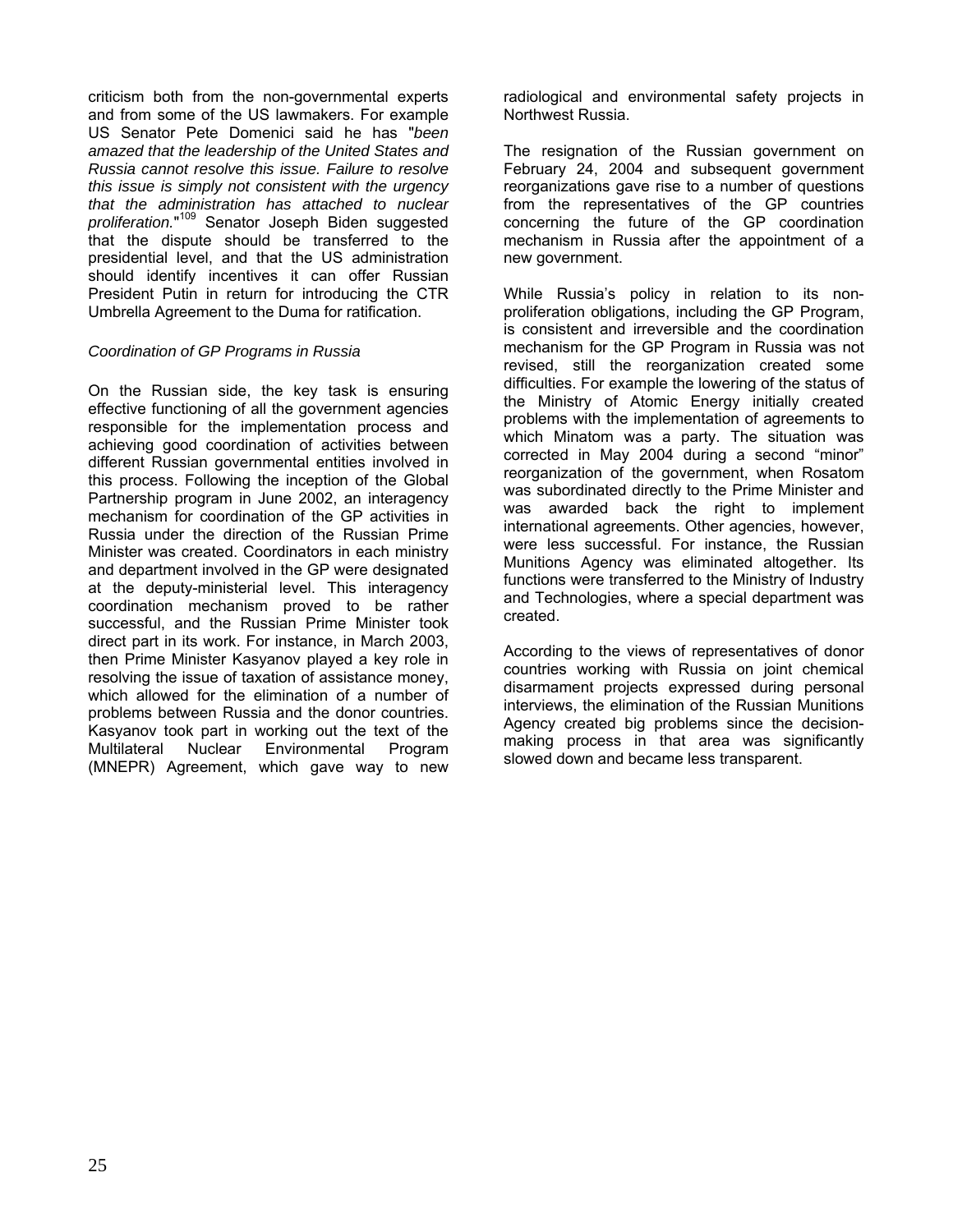criticism both from the non-governmental experts and from some of the US lawmakers. For example US Senator Pete Domenici said he has "*been amazed that the leadership of the United States and Russia cannot resolve this issue. Failure to resolve this issue is simply not consistent with the urgency that the administration has attached to nuclear proliferation.*"[109] Senator Joseph Biden suggested that the dispute should be transferred to the presidential level, and that the US administration should identify incentives it can offer Russian President Putin in return for introducing the CTR Umbrella Agreement to the Duma for ratification.

*Coordination of GP Programs in Russia*

On the Russian side, the key task is ensuring effective functioning of all the government agencies responsible for the implementation process and achieving good coordination of activities between different Russian governmental entities involved in this process. Following the inception of the Global Partnership program in June 2002, an interagency mechanism for coordination of the GP activities in Russia under the direction of the Russian Prime Minister was created. Coordinators in each ministry and department involved in the GP were designated at the deputy-ministerial level. This interagency coordination mechanism proved to be rather successful, and the Russian Prime Minister took direct part in its work. For instance, in March 2003, then Prime Minister Kasyanov played a key role in resolving the issue of taxation of assistance money, which allowed for the elimination of a number of problems between Russia and the donor countries. Kasyanov took part in working out the text of the Multilateral Nuclear Environmental Program (MNEPR) Agreement, which gave way to new radiological and environmental safety projects in Northwest Russia.

The resignation of the Russian government on February 24, 2004 and subsequent government reorganizations gave rise to a number of questions from the representatives of the GP countries concerning the future of the GP coordination mechanism in Russia after the appointment of a new government.

While Russia's policy in relation to its non-proliferation obligations, including the GP Program, is consistent and irreversible and the coordination mechanism for the GP Program in Russia was not revised, still the reorganization created some difficulties. For example the lowering of the status of the Ministry of Atomic Energy initially created problems with the implementation of agreements to which Minatom was a party. The situation was corrected in May 2004 during a second "minor" reorganization of the government, when Rosatom was subordinated directly to the Prime Minister and was awarded back the right to implement international agreements. Other agencies, however, were less successful. For instance, the Russian Munitions Agency was eliminated altogether. Its functions were transferred to the Ministry of Industry and Technologies, where a special department was created.

According to the views of representatives of donor countries working with Russia on joint chemical disarmament projects expressed during personal interviews, the elimination of the Russian Munitions Agency created big problems since the decision-making process in that area was significantly slowed down and became less transparent.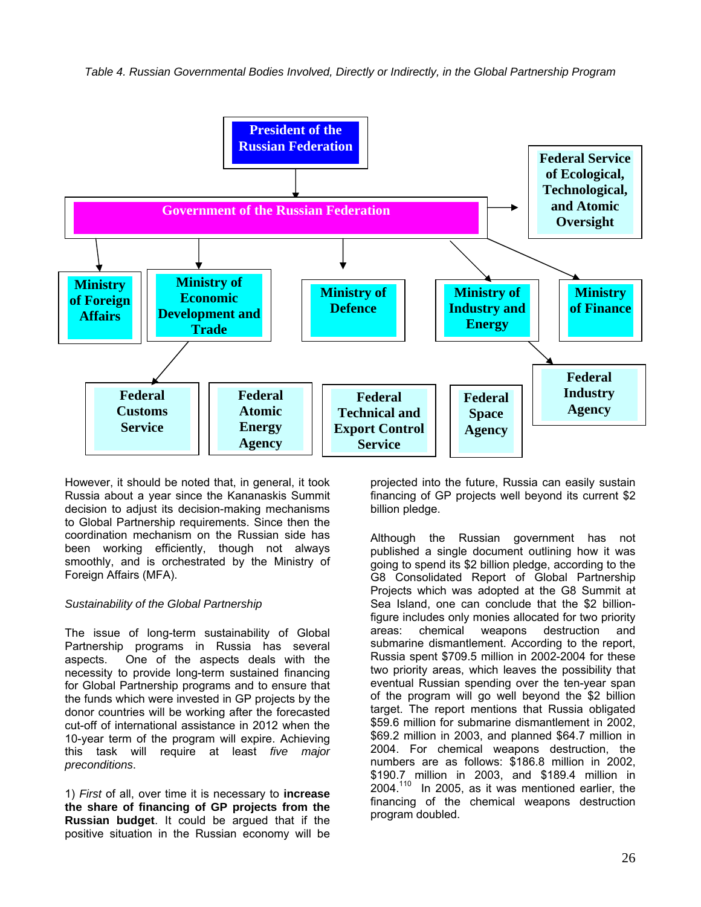*Table 4. Russian Governmental Bodies Involved, Directly or Indirectly, in the Global Partnership Program*

- **President of the Russian Federation**
  - **Government of the Russian Federation**
    - **Federal Service of Ecological, Technological, and Atomic Oversight**
    - **Ministry of Foreign Affairs**
    - **Ministry of Economic Development and Trade**
      - **Federal Customs Service**
    - **Ministry of Defence**
    - **Ministry of Industry and Energy**
      - **Federal Industry Agency**
    - **Ministry of Finance**
- **Federal Atomic Energy Agency**
- **Federal Technical and Export Control Service**
- **Federal Space Agency**

However, it should be noted that, in general, it took Russia about a year since the Kananaskis Summit decision to adjust its decision-making mechanisms to Global Partnership requirements. Since then the coordination mechanism on the Russian side has been working efficiently, though not always smoothly, and is orchestrated by the Ministry of Foreign Affairs (MFA).

*Sustainability of the Global Partnership*

The issue of long-term sustainability of Global Partnership programs in Russia has several aspects. One of the aspects deals with the necessity to provide long-term sustained financing for Global Partnership programs and to ensure that the funds which were invested in GP projects by the donor countries will be working after the forecasted cut-off of international assistance in 2012 when the 10-year term of the program will expire. Achieving this task will require at least *five major preconditions*.

1) *First* of all, over time it is necessary to **increase the share of financing of GP projects from the Russian budget**. It could be argued that if the positive situation in the Russian economy will be projected into the future, Russia can easily sustain financing of GP projects well beyond its current $2 billion pledge.

Although the Russian government has not published a single document outlining how it was going to spend its $2 billion pledge, according to the G8 Consolidated Report of Global Partnership Projects which was adopted at the G8 Summit at Sea Island, one can conclude that the $2 billion-figure includes only monies allocated for two priority areas: chemical weapons destruction and submarine dismantlement. According to the report, Russia spent $709.5 million in 2002-2004 for these two priority areas, which leaves the possibility that eventual Russian spending over the ten-year span of the program will go well beyond the $2 billion target. The report mentions that Russia obligated $59.6 million for submarine dismantlement in 2002, $69.2 million in 2003, and planned $64.7 million in 2004. For chemical weapons destruction, the numbers are as follows: $186.8 million in 2002, $190.7 million in 2003, and $189.4 million in 2004.[110] In 2005, as it was mentioned earlier, the financing of the chemical weapons destruction program doubled.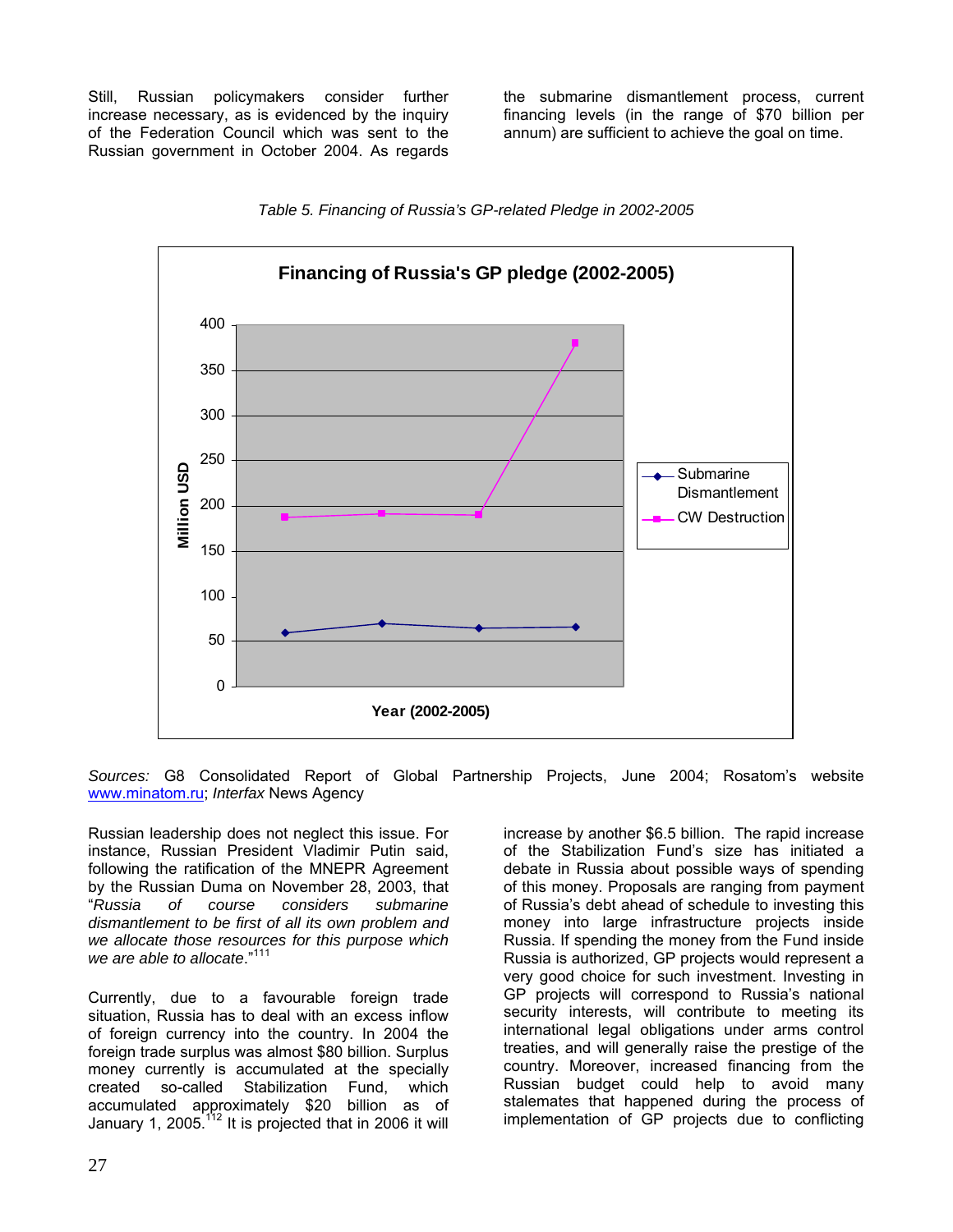Still, Russian policymakers consider further increase necessary, as is evidenced by the inquiry of the Federation Council which was sent to the Russian government in October 2004. As regards the submarine dismantlement process, current financing levels (in the range of $70 billion per annum) are sufficient to achieve the goal on time.

*Table 5. Financing of Russia's GP-related Pledge in 2002-2005*

**Financing of Russia's GP pledge (2002-2005)**

*Sources:* G8 Consolidated Report of Global Partnership Projects, June 2004; Rosatom's website www.minatom.ru; *Interfax* News Agency

Russian leadership does not neglect this issue. For instance, Russian President Vladimir Putin said, following the ratification of the MNEPR Agreement by the Russian Duma on November 28, 2003, that "*Russia of course considers submarine dismantlement to be first of all its own problem and we allocate those resources for this purpose which we are able to allocate*."[111]

Currently, due to a favourable foreign trade situation, Russia has to deal with an excess inflow of foreign currency into the country. In 2004 the foreign trade surplus was almost $80 billion. Surplus money currently is accumulated at the specially created so-called Stabilization Fund, which accumulated approximately $20 billion as of January 1, 2005.[112] It is projected that in 2006 it will increase by another $6.5 billion. The rapid increase of the Stabilization Fund's size has initiated a debate in Russia about possible ways of spending of this money. Proposals are ranging from payment of Russia's debt ahead of schedule to investing this money into large infrastructure projects inside Russia. If spending the money from the Fund inside Russia is authorized, GP projects would represent a very good choice for such investment. Investing in GP projects will correspond to Russia's national security interests, will contribute to meeting its international legal obligations under arms control treaties, and will generally raise the prestige of the country. Moreover, increased financing from the Russian budget could help to avoid many stalemates that happened during the process of implementation of GP projects due to conflicting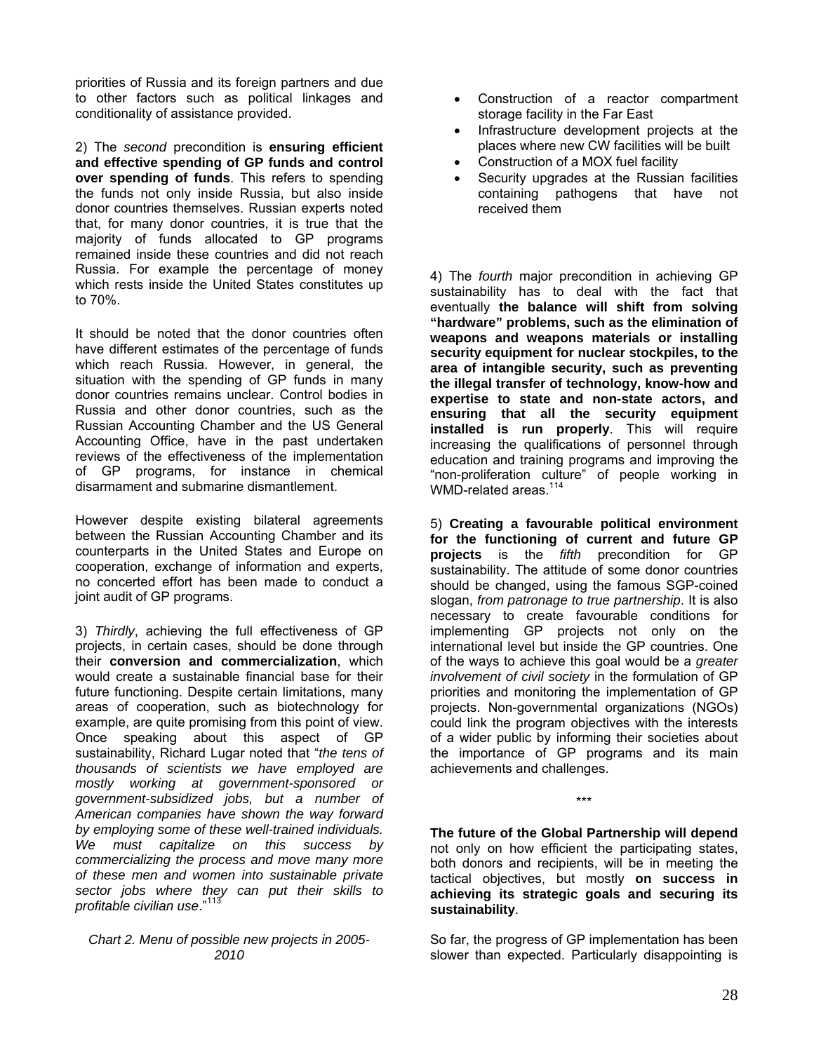priorities of Russia and its foreign partners and due to other factors such as political linkages and conditionality of assistance provided.

2) The *second* precondition is **ensuring efficient and effective spending of GP funds and control over spending of funds**. This refers to spending the funds not only inside Russia, but also inside donor countries themselves. Russian experts noted that, for many donor countries, it is true that the majority of funds allocated to GP programs remained inside these countries and did not reach Russia. For example the percentage of money which rests inside the United States constitutes up to 70%.

It should be noted that the donor countries often have different estimates of the percentage of funds which reach Russia. However, in general, the situation with the spending of GP funds in many donor countries remains unclear. Control bodies in Russia and other donor countries, such as the Russian Accounting Chamber and the US General Accounting Office, have in the past undertaken reviews of the effectiveness of the implementation of GP programs, for instance in chemical disarmament and submarine dismantlement.

However despite existing bilateral agreements between the Russian Accounting Chamber and its counterparts in the United States and Europe on cooperation, exchange of information and experts, no concerted effort has been made to conduct a joint audit of GP programs.

3) *Thirdly*, achieving the full effectiveness of GP projects, in certain cases, should be done through their **conversion and commercialization**, which would create a sustainable financial base for their future functioning. Despite certain limitations, many areas of cooperation, such as biotechnology for example, are quite promising from this point of view. Once speaking about this aspect of GP sustainability, Richard Lugar noted that "*the tens of thousands of scientists we have employed are mostly working at government-sponsored or government-subsidized jobs, but a number of American companies have shown the way forward by employing some of these well-trained individuals. We must capitalize on this success by commercializing the process and move many more of these men and women into sustainable private sector jobs where they can put their skills to profitable civilian use*."[113]

*Chart 2. Menu of possible new projects in 2005-2010*

- Construction of a reactor compartment storage facility in the Far East
- Infrastructure development projects at the places where new CW facilities will be built
- Construction of a MOX fuel facility
- Security upgrades at the Russian facilities containing pathogens that have not received them

4) The *fourth* major precondition in achieving GP sustainability has to deal with the fact that eventually **the balance will shift from solving "hardware" problems, such as the elimination of weapons and weapons materials or installing security equipment for nuclear stockpiles, to the area of intangible security, such as preventing the illegal transfer of technology, know-how and expertise to state and non-state actors, and ensuring that all the security equipment installed is run properly**. This will require increasing the qualifications of personnel through education and training programs and improving the "non-proliferation culture" of people working in WMD-related areas.[114]

5) **Creating a favourable political environment for the functioning of current and future GP projects** is the *fifth* precondition for GP sustainability. The attitude of some donor countries should be changed, using the famous SGP-coined slogan, *from patronage to true partnership*. It is also necessary to create favourable conditions for implementing GP projects not only on the international level but inside the GP countries. One of the ways to achieve this goal would be a *greater involvement of civil society* in the formulation of GP priorities and monitoring the implementation of GP projects. Non-governmental organizations (NGOs) could link the program objectives with the interests of a wider public by informing their societies about the importance of GP programs and its main achievements and challenges.

\*\*\*

**The future of the Global Partnership will depend** not only on how efficient the participating states, both donors and recipients, will be in meeting the tactical objectives, but mostly **on success in achieving its strategic goals and securing its sustainability**.

So far, the progress of GP implementation has been slower than expected. Particularly disappointing is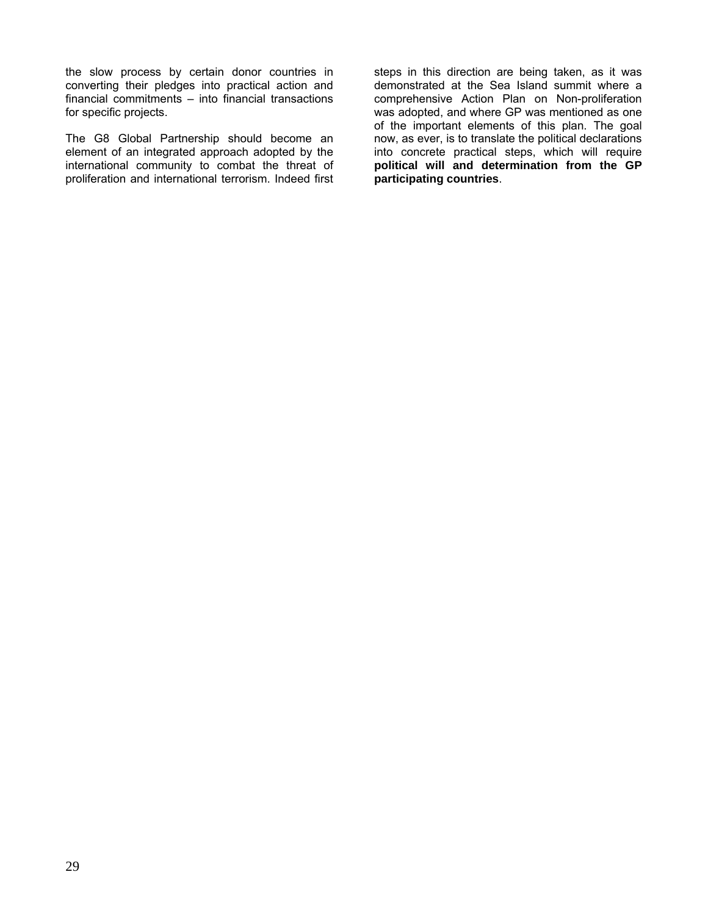the slow process by certain donor countries in converting their pledges into practical action and financial commitments – into financial transactions for specific projects.

The G8 Global Partnership should become an element of an integrated approach adopted by the international community to combat the threat of proliferation and international terrorism. Indeed first steps in this direction are being taken, as it was demonstrated at the Sea Island summit where a comprehensive Action Plan on Non-proliferation was adopted, and where GP was mentioned as one of the important elements of this plan. The goal now, as ever, is to translate the political declarations into concrete practical steps, which will require **political will and determination from the GP participating countries**.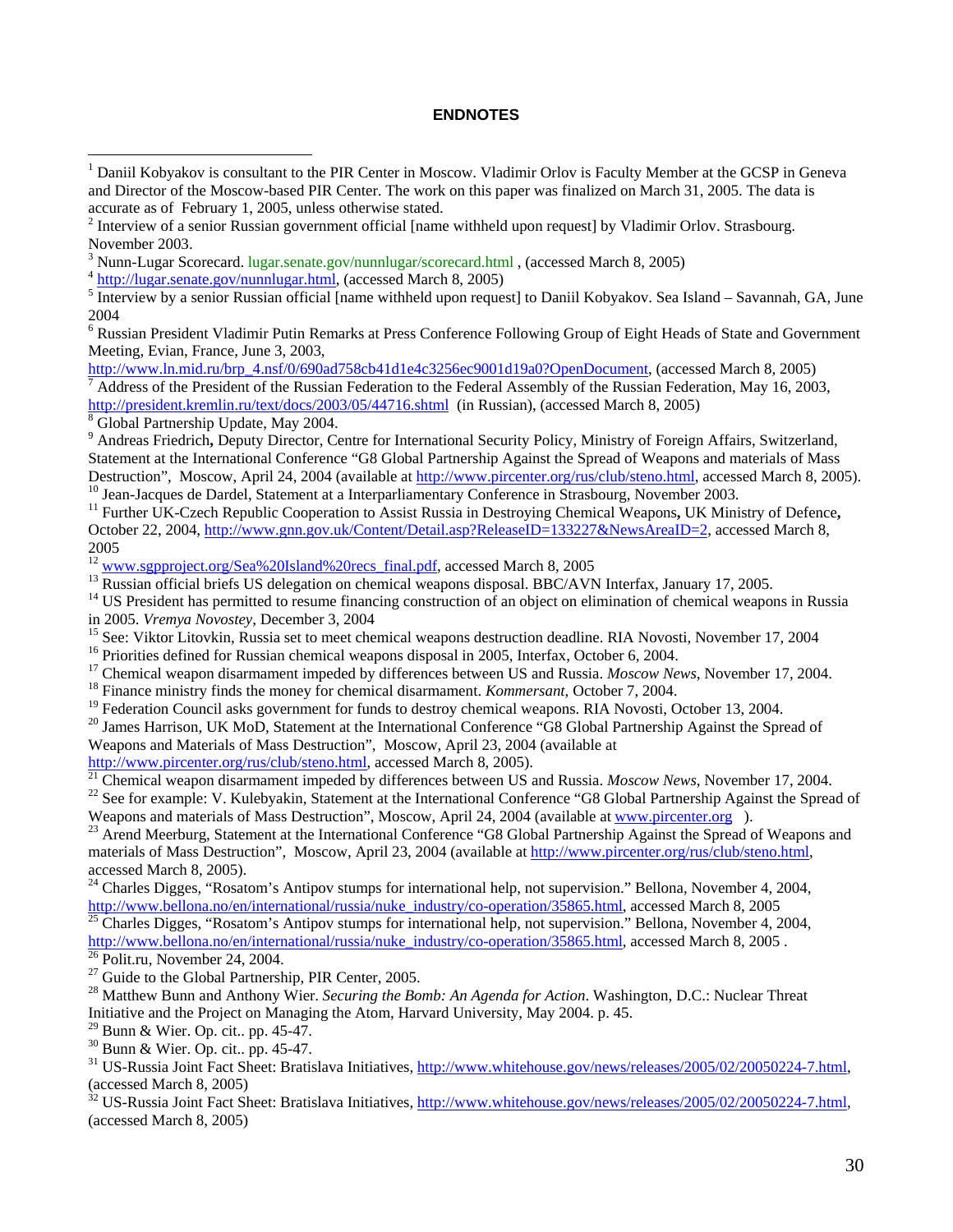**ENDNOTES**

[1] Daniil Kobyakov is consultant to the PIR Center in Moscow. Vladimir Orlov is Faculty Member at the GCSP in Geneva and Director of the Moscow-based PIR Center. The work on this paper was finalized on March 31, 2005. The data is accurate as of February 1, 2005, unless otherwise stated.

[2] Interview of a senior Russian government official [name withheld upon request] by Vladimir Orlov. Strasbourg. November 2003.

[3] Nunn-Lugar Scorecard. lugar.senate.gov/nunnlugar/scorecard.html , (accessed March 8, 2005)

[4] http://lugar.senate.gov/nunnlugar.html, (accessed March 8, 2005)

[5] Interview by a senior Russian official [name withheld upon request] to Daniil Kobyakov. Sea Island – Savannah, GA, June 2004

[6] Russian President Vladimir Putin Remarks at Press Conference Following Group of Eight Heads of State and Government Meeting, Evian, France, June 3, 2003, http://www.ln.mid.ru/brp_4.nsf/0/690ad758cb41d1e4c3256ec9001d19a0?OpenDocument, (accessed March 8, 2005)

[7] Address of the President of the Russian Federation to the Federal Assembly of the Russian Federation, May 16, 2003, http://president.kremlin.ru/text/docs/2003/05/44716.shtml (in Russian), (accessed March 8, 2005)

[8] Global Partnership Update, May 2004.

[9] Andreas Friedrich**,** Deputy Director, Centre for International Security Policy, Ministry of Foreign Affairs, Switzerland, Statement at the International Conference "G8 Global Partnership Against the Spread of Weapons and materials of Mass Destruction", Moscow, April 24, 2004 (available at http://www.pircenter.org/rus/club/steno.html, accessed March 8, 2005).

[10] Jean-Jacques de Dardel, Statement at a Interparliamentary Conference in Strasbourg, November 2003.

[11] Further UK-Czech Republic Cooperation to Assist Russia in Destroying Chemical Weapons**,** UK Ministry of Defence**,** October 22, 2004, http://www.gnn.gov.uk/Content/Detail.asp?ReleaseID=133227&NewsAreaID=2, accessed March 8, 2005

[12] www.sgpproject.org/Sea%20Island%20recs_final.pdf, accessed March 8, 2005

[13] Russian official briefs US delegation on chemical weapons disposal. BBC/AVN Interfax, January 17, 2005.

[14] US President has permitted to resume financing construction of an object on elimination of chemical weapons in Russia in 2005. *Vremya Novostey*, December 3, 2004

[15] See: Viktor Litovkin, Russia set to meet chemical weapons destruction deadline. RIA Novosti, November 17, 2004

[16] Priorities defined for Russian chemical weapons disposal in 2005, Interfax, October 6, 2004.

[17] Chemical weapon disarmament impeded by differences between US and Russia. *Moscow News*, November 17, 2004.

[18] Finance ministry finds the money for chemical disarmament. *Kommersant*, October 7, 2004.

[19] Federation Council asks government for funds to destroy chemical weapons. RIA Novosti, October 13, 2004.

[20] James Harrison, UK MoD, Statement at the International Conference "G8 Global Partnership Against the Spread of Weapons and Materials of Mass Destruction", Moscow, April 23, 2004 (available at http://www.pircenter.org/rus/club/steno.html, accessed March 8, 2005).

[21] Chemical weapon disarmament impeded by differences between US and Russia. *Moscow News*, November 17, 2004.

[22] See for example: V. Kulebyakin, Statement at the International Conference "G8 Global Partnership Against the Spread of Weapons and materials of Mass Destruction", Moscow, April 24, 2004 (available at www.pircenter.org ).

[23] Arend Meerburg, Statement at the International Conference "G8 Global Partnership Against the Spread of Weapons and materials of Mass Destruction", Moscow, April 23, 2004 (available at http://www.pircenter.org/rus/club/steno.html, accessed March 8, 2005).

[24] Charles Digges, "Rosatom's Antipov stumps for international help, not supervision." Bellona, November 4, 2004, http://www.bellona.no/en/international/russia/nuke_industry/co-operation/35865.html, accessed March 8, 2005

[25] Charles Digges, "Rosatom's Antipov stumps for international help, not supervision." Bellona, November 4, 2004, http://www.bellona.no/en/international/russia/nuke_industry/co-operation/35865.html, accessed March 8, 2005 .

[26] Polit.ru, November 24, 2004.

[27] Guide to the Global Partnership, PIR Center, 2005.

[28] Matthew Bunn and Anthony Wier. *Securing the Bomb: An Agenda for Action*. Washington, D.C.: Nuclear Threat Initiative and the Project on Managing the Atom, Harvard University, May 2004. p. 45.

[29] Bunn & Wier. Op. cit.. pp. 45-47.

[30] Bunn & Wier. Op. cit.. pp. 45-47.

[31] US-Russia Joint Fact Sheet: Bratislava Initiatives, http://www.whitehouse.gov/news/releases/2005/02/20050224-7.html, (accessed March 8, 2005)

[32] US-Russia Joint Fact Sheet: Bratislava Initiatives, http://www.whitehouse.gov/news/releases/2005/02/20050224-7.html, (accessed March 8, 2005)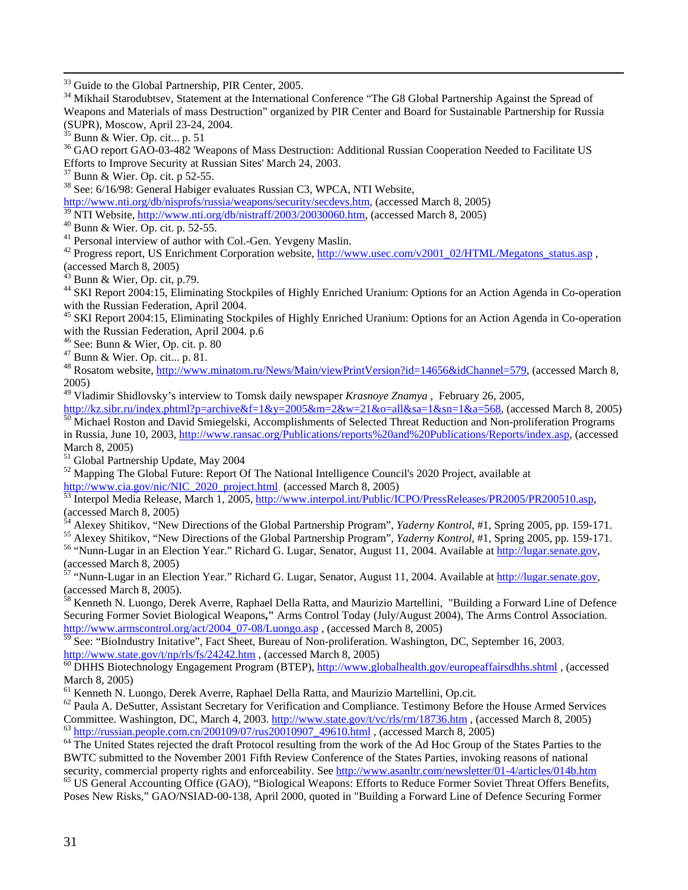[33] Guide to the Global Partnership, PIR Center, 2005.

[34] Mikhail Starodubtsev, Statement at the International Conference "The G8 Global Partnership Against the Spread of Weapons and Materials of mass Destruction" organized by PIR Center and Board for Sustainable Partnership for Russia (SUPR), Moscow, April 23-24, 2004.

[35] Bunn & Wier. Op. cit... p. 51

[36] GAO report GAO-03-482 'Weapons of Mass Destruction: Additional Russian Cooperation Needed to Facilitate US Efforts to Improve Security at Russian Sites' March 24, 2003.

[37] Bunn & Wier. Op. cit. p 52-55.

[38] See: 6/16/98: General Habiger evaluates Russian C3, WPCA, NTI Website, http://www.nti.org/db/nisprofs/russia/weapons/security/secdevs.htm, (accessed March 8, 2005)

[39] NTI Website, http://www.nti.org/db/nistraff/2003/20030060.htm, (accessed March 8, 2005)

[40] Bunn & Wier. Op. cit. p. 52-55.

[41] Personal interview of author with Col.-Gen. Yevgeny Maslin.

[42] Progress report, US Enrichment Corporation website, http://www.usec.com/v2001_02/HTML/Megatons_status.asp , (accessed March 8, 2005)

[43] Bunn & Wier, Op. cit, p.79.

[44] SKI Report 2004:15, Eliminating Stockpiles of Highly Enriched Uranium: Options for an Action Agenda in Co-operation with the Russian Federation, April 2004.

[45] SKI Report 2004:15, Eliminating Stockpiles of Highly Enriched Uranium: Options for an Action Agenda in Co-operation with the Russian Federation, April 2004. p.6

[46] See: Bunn & Wier, Op. cit. p. 80

[47] Bunn & Wier. Op. cit... p. 81.

[48] Rosatom website, http://www.minatom.ru/News/Main/viewPrintVersion?id=14656&idChannel=579, (accessed March 8, 2005)

[49] Vladimir Shidlovsky's interview to Tomsk daily newspaper *Krasnoye Znamya* , February 26, 2005, http://kz.sibr.ru/index.phtml?p=archive&f=1&y=2005&m=2&w=21&o=all&sa=1&sn=1&a=568, (accessed March 8, 2005)

[50] Michael Roston and David Smiegelski, Accomplishments of Selected Threat Reduction and Non-proliferation Programs in Russia, June 10, 2003, http://www.ransac.org/Publications/reports%20and%20Publications/Reports/index.asp, (accessed March 8, 2005)

[51] Global Partnership Update, May 2004

[52] Mapping The Global Future: Report Of The National Intelligence Council's 2020 Project, available at http://www.cia.gov/nic/NIC_2020_project.html, (accessed March 8, 2005)

[53] Interpol Media Release, March 1, 2005, http://www.interpol.int/Public/ICPO/PressReleases/PR2005/PR200510.asp, (accessed March 8, 2005)

[54] Alexey Shitikov, "New Directions of the Global Partnership Program", *Yaderny Kontrol*, #1, Spring 2005, pp. 159-171.

[55] Alexey Shitikov, "New Directions of the Global Partnership Program", *Yaderny Kontrol*, #1, Spring 2005, pp. 159-171.

[56] "Nunn-Lugar in an Election Year." Richard G. Lugar, Senator, August 11, 2004. Available at http://lugar.senate.gov, (accessed March 8, 2005)

[57] "Nunn-Lugar in an Election Year." Richard G. Lugar, Senator, August 11, 2004. Available at http://lugar.senate.gov, (accessed March 8, 2005).

[58] Kenneth N. Luongo, Derek Averre, Raphael Della Ratta, and Maurizio Martellini, "Building a Forward Line of Defence Securing Former Soviet Biological Weapons," Arms Control Today (July/August 2004), The Arms Control Association. http://www.armscontrol.org/act/2004_07-08/Luongo.asp , (accessed March 8, 2005)

[59] See: "BioIndustry Initative", Fact Sheet, Bureau of Non-proliferation. Washington, DC, September 16, 2003. http://www.state.gov/t/np/rls/fs/24242.htm , (accessed March 8, 2005)

[60] DHHS Biotechnology Engagement Program (BTEP), http://www.globalhealth.gov/europeaffairsdhhs.shtml , (accessed March 8, 2005)

[61] Kenneth N. Luongo, Derek Averre, Raphael Della Ratta, and Maurizio Martellini, Op.cit.

[62] Paula A. DeSutter, Assistant Secretary for Verification and Compliance. Testimony Before the House Armed Services Committee. Washington, DC, March 4, 2003. http://www.state.gov/t/vc/rls/rm/18736.htm , (accessed March 8, 2005)

[63] http://russian.people.com.cn/200109/07/rus20010907_49610.html , (accessed March 8, 2005)

[64] The United States rejected the draft Protocol resulting from the work of the Ad Hoc Group of the States Parties to the BWTC submitted to the November 2001 Fifth Review Conference of the States Parties, invoking reasons of national security, commercial property rights and enforceability. See http://www.asanltr.com/newsletter/01-4/articles/014b.htm

[65] US General Accounting Office (GAO), "Biological Weapons: Efforts to Reduce Former Soviet Threat Offers Benefits, Poses New Risks," GAO/NSIAD-00-138, April 2000, quoted in "Building a Forward Line of Defence Securing Former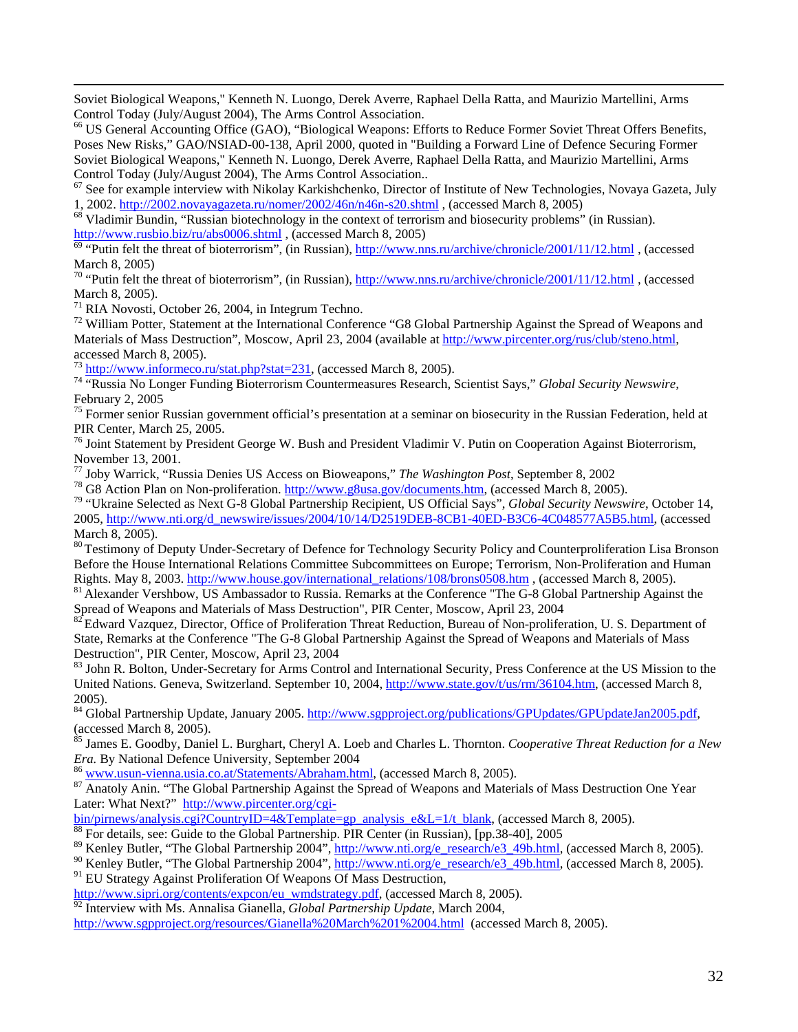Soviet Biological Weapons," Kenneth N. Luongo, Derek Averre, Raphael Della Ratta, and Maurizio Martellini, Arms Control Today (July/August 2004), The Arms Control Association.

[66] US General Accounting Office (GAO), "Biological Weapons: Efforts to Reduce Former Soviet Threat Offers Benefits, Poses New Risks," GAO/NSIAD-00-138, April 2000, quoted in "Building a Forward Line of Defence Securing Former Soviet Biological Weapons," Kenneth N. Luongo, Derek Averre, Raphael Della Ratta, and Maurizio Martellini, Arms Control Today (July/August 2004), The Arms Control Association..

[67] See for example interview with Nikolay Karkishchenko, Director of Institute of New Technologies, Novaya Gazeta, July 1, 2002. http://2002.novayagazeta.ru/nomer/2002/46n/n46n-s20.shtml , (accessed March 8, 2005)

[68] Vladimir Bundin, "Russian biotechnology in the context of terrorism and biosecurity problems" (in Russian). http://www.rusbio.biz/ru/abs0006.shtml , (accessed March 8, 2005)

[69] "Putin felt the threat of bioterrorism", (in Russian), http://www.nns.ru/archive/chronicle/2001/11/12.html , (accessed March 8, 2005)

[70] "Putin felt the threat of bioterrorism", (in Russian), http://www.nns.ru/archive/chronicle/2001/11/12.html , (accessed March 8, 2005).

[71] RIA Novosti, October 26, 2004, in Integrum Techno.

[72] William Potter, Statement at the International Conference "G8 Global Partnership Against the Spread of Weapons and Materials of Mass Destruction", Moscow, April 23, 2004 (available at http://www.pircenter.org/rus/club/steno.html, accessed March 8, 2005).

[73] http://www.informeco.ru/stat.php?stat=231, (accessed March 8, 2005).

[74] "Russia No Longer Funding Bioterrorism Countermeasures Research, Scientist Says," *Global Security Newswire,* February 2, 2005

[75] Former senior Russian government official's presentation at a seminar on biosecurity in the Russian Federation, held at PIR Center, March 25, 2005.

[76] Joint Statement by President George W. Bush and President Vladimir V. Putin on Cooperation Against Bioterrorism, November 13, 2001.

[77] Joby Warrick, "Russia Denies US Access on Bioweapons," *The Washington Post*, September 8, 2002

[78] G8 Action Plan on Non-proliferation. http://www.g8usa.gov/documents.htm, (accessed March 8, 2005).

[79] "Ukraine Selected as Next G-8 Global Partnership Recipient, US Official Says", *Global Security Newswire*, October 14, 2005, http://www.nti.org/d_newswire/issues/2004/10/14/D2519DEB-8CB1-40ED-B3C6-4C048577A5B5.html, (accessed March 8, 2005).

[80] Testimony of Deputy Under-Secretary of Defence for Technology Security Policy and Counterproliferation Lisa Bronson Before the House International Relations Committee Subcommittees on Europe; Terrorism, Non-Proliferation and Human Rights. May 8, 2003. http://www.house.gov/international_relations/108/brons0508.htm , (accessed March 8, 2005).

[81] Alexander Vershbow, US Ambassador to Russia. Remarks at the Conference "The G-8 Global Partnership Against the Spread of Weapons and Materials of Mass Destruction", PIR Center, Moscow, April 23, 2004

[82] Edward Vazquez, Director, Office of Proliferation Threat Reduction, Bureau of Non-proliferation, U. S. Department of State, Remarks at the Conference "The G-8 Global Partnership Against the Spread of Weapons and Materials of Mass Destruction", PIR Center, Moscow, April 23, 2004

[83] John R. Bolton, Under-Secretary for Arms Control and International Security, Press Conference at the US Mission to the United Nations. Geneva, Switzerland. September 10, 2004, http://www.state.gov/t/us/rm/36104.htm, (accessed March 8, 2005).

[84] Global Partnership Update, January 2005. http://www.sgpproject.org/publications/GPUpdates/GPUpdateJan2005.pdf, (accessed March 8, 2005).

[85] James E. Goodby, Daniel L. Burghart, Cheryl A. Loeb and Charles L. Thornton. *Cooperative Threat Reduction for a New Era.* By National Defence University, September 2004

[86] www.usun-vienna.usia.co.at/Statements/Abraham.html, (accessed March 8, 2005).

[87] Anatoly Anin. "The Global Partnership Against the Spread of Weapons and Materials of Mass Destruction One Year Later: What Next?" http://www.pircenter.org/cgi-bin/pirnews/analysis.cgi?CountryID=4&Template=gp_analysis_e&L=1/t_blank, (accessed March 8, 2005).

[88] For details, see: Guide to the Global Partnership. PIR Center (in Russian), [pp.38-40], 2005

[89] Kenley Butler, "The Global Partnership 2004", http://www.nti.org/e_research/e3_49b.html, (accessed March 8, 2005).

[90] Kenley Butler, "The Global Partnership 2004", http://www.nti.org/e_research/e3_49b.html, (accessed March 8, 2005).

[91] EU Strategy Against Proliferation Of Weapons Of Mass Destruction, http://www.sipri.org/contents/expcon/eu_wmdstrategy.pdf, (accessed March 8, 2005).

[92] Interview with Ms. Annalisa Gianella, *Global Partnership Update*, March 2004, http://www.sgpproject.org/resources/Gianella%20March%201%2004.html (accessed March 8, 2005).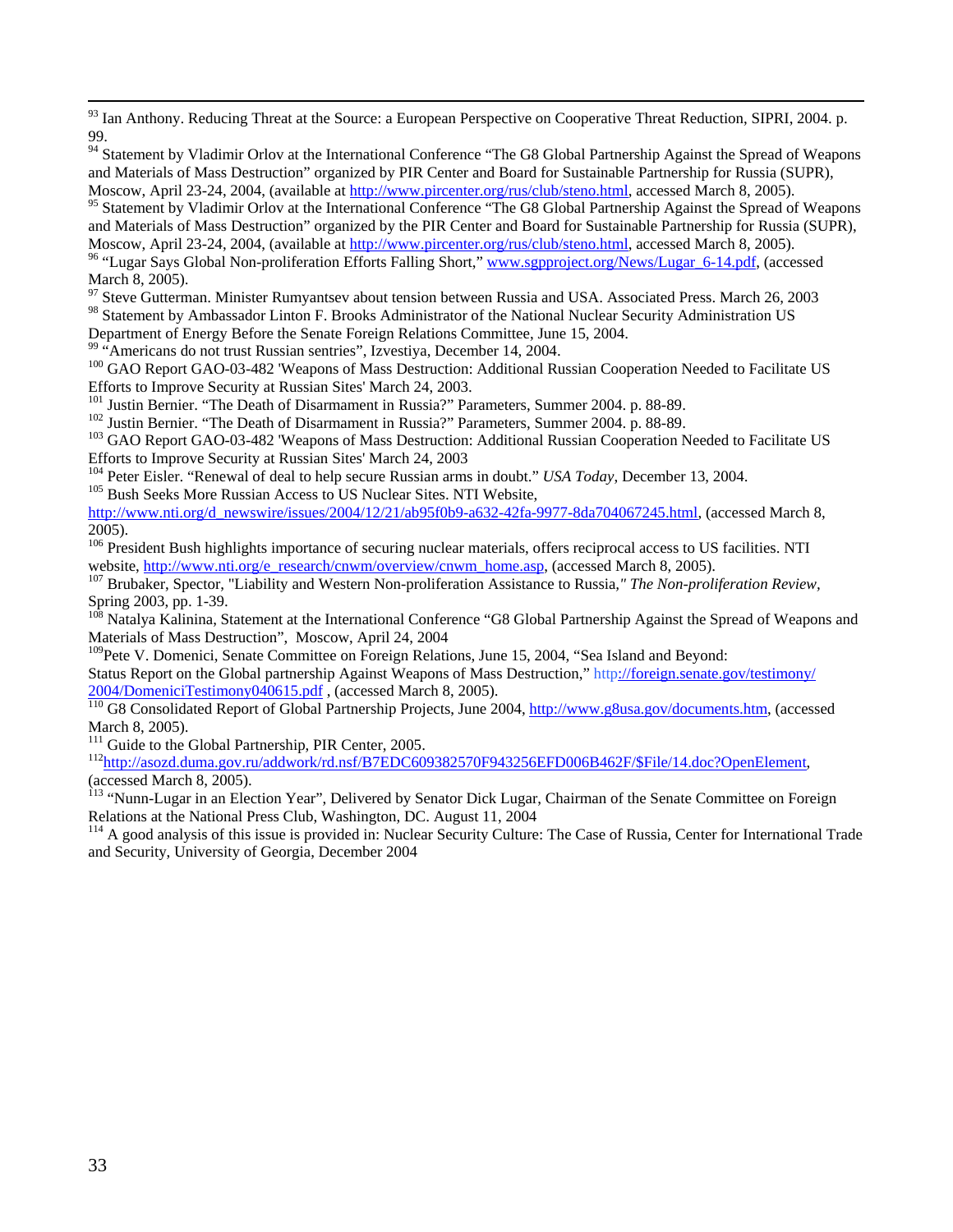[93] Ian Anthony. Reducing Threat at the Source: a European Perspective on Cooperative Threat Reduction, SIPRI, 2004. p. 99.

[94] Statement by Vladimir Orlov at the International Conference "The G8 Global Partnership Against the Spread of Weapons and Materials of Mass Destruction" organized by PIR Center and Board for Sustainable Partnership for Russia (SUPR), Moscow, April 23-24, 2004, (available at http://www.pircenter.org/rus/club/steno.html, accessed March 8, 2005).

[95] Statement by Vladimir Orlov at the International Conference "The G8 Global Partnership Against the Spread of Weapons and Materials of Mass Destruction" organized by the PIR Center and Board for Sustainable Partnership for Russia (SUPR), Moscow, April 23-24, 2004, (available at http://www.pircenter.org/rus/club/steno.html, accessed March 8, 2005).

[96] "Lugar Says Global Non-proliferation Efforts Falling Short," www.sgpproject.org/News/Lugar_6-14.pdf, (accessed March 8, 2005).

[97] Steve Gutterman. Minister Rumyantsev about tension between Russia and USA. Associated Press. March 26, 2003

[98] Statement by Ambassador Linton F. Brooks Administrator of the National Nuclear Security Administration US Department of Energy Before the Senate Foreign Relations Committee, June 15, 2004.

[99] "Americans do not trust Russian sentries", Izvestiya, December 14, 2004.

[100] GAO Report GAO-03-482 'Weapons of Mass Destruction: Additional Russian Cooperation Needed to Facilitate US Efforts to Improve Security at Russian Sites' March 24, 2003.

[101] Justin Bernier. "The Death of Disarmament in Russia?" Parameters, Summer 2004. p. 88-89.

[102] Justin Bernier. "The Death of Disarmament in Russia?" Parameters, Summer 2004. p. 88-89.

[103] GAO Report GAO-03-482 'Weapons of Mass Destruction: Additional Russian Cooperation Needed to Facilitate US Efforts to Improve Security at Russian Sites' March 24, 2003

[104] Peter Eisler. "Renewal of deal to help secure Russian arms in doubt." *USA Today*, December 13, 2004.

[105] Bush Seeks More Russian Access to US Nuclear Sites. NTI Website, http://www.nti.org/d_newswire/issues/2004/12/21/ab95f0b9-a632-42fa-9977-8da704067245.html, (accessed March 8, 2005).

[106] President Bush highlights importance of securing nuclear materials, offers reciprocal access to US facilities. NTI website, http://www.nti.org/e_research/cnwm/overview/cnwm_home.asp, (accessed March 8, 2005).

[107] Brubaker, Spector, "Liability and Western Non-proliferation Assistance to Russia," *The Non-proliferation Review*, Spring 2003, pp. 1-39.

[108] Natalya Kalinina, Statement at the International Conference "G8 Global Partnership Against the Spread of Weapons and Materials of Mass Destruction", Moscow, April 24, 2004

[109] Pete V. Domenici, Senate Committee on Foreign Relations, June 15, 2004, "Sea Island and Beyond: Status Report on the Global partnership Against Weapons of Mass Destruction," http://foreign.senate.gov/testimony/2004/DomeniciTestimony040615.pdf , (accessed March 8, 2005).

[110] G8 Consolidated Report of Global Partnership Projects, June 2004, http://www.g8usa.gov/documents.htm, (accessed March 8, 2005).

[111] Guide to the Global Partnership, PIR Center, 2005.

[112] http://asozd.duma.gov.ru/addwork/rd.nsf/B7EDC609382570F943256EFD006B462F/$File/14.doc?OpenElement, (accessed March 8, 2005).

[113] "Nunn-Lugar in an Election Year", Delivered by Senator Dick Lugar, Chairman of the Senate Committee on Foreign Relations at the National Press Club, Washington, DC. August 11, 2004

[114] A good analysis of this issue is provided in: Nuclear Security Culture: The Case of Russia, Center for International Trade and Security, University of Georgia, December 2004